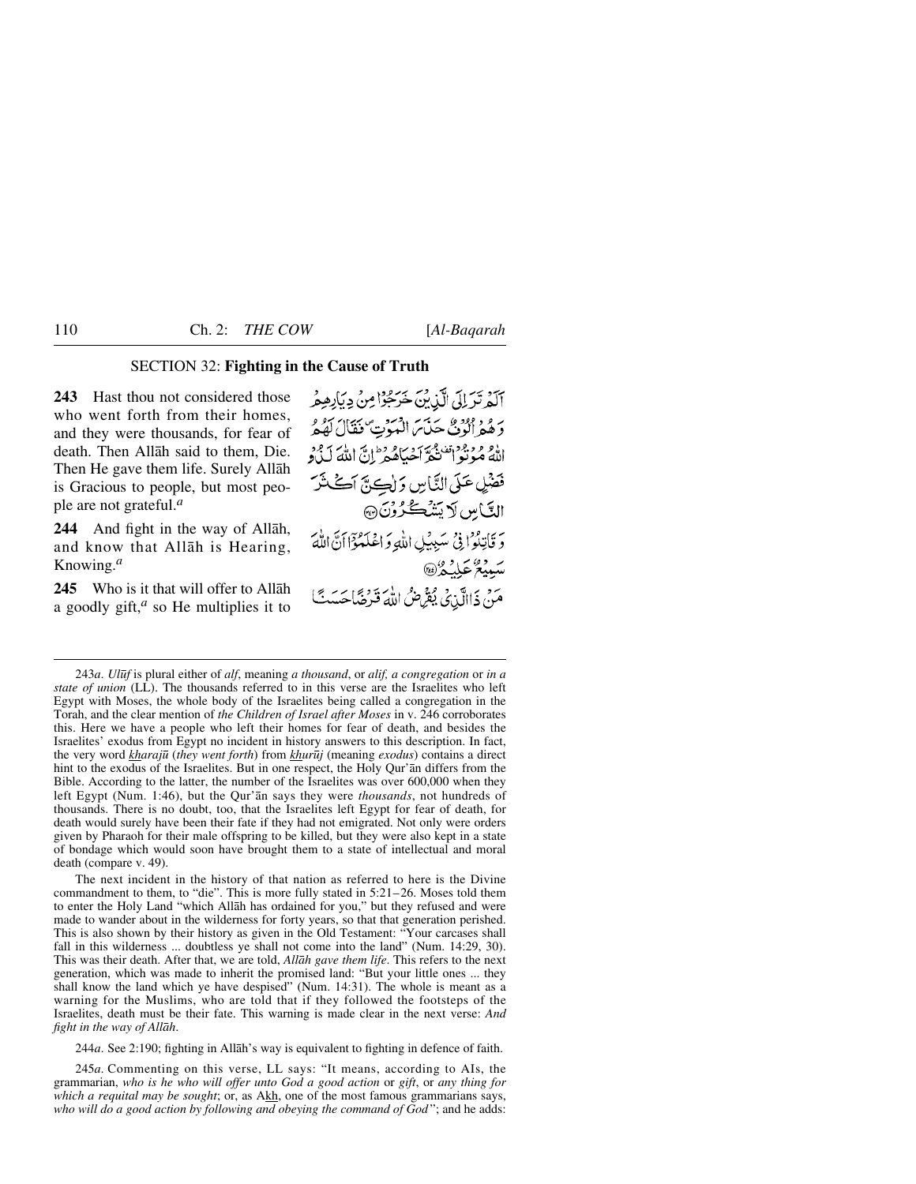## SECTION 32: **Fighting in the Cause of Truth**

**243** Hast thou not considered those who went forth from their homes, and they were thousands, for fear of death. Then Allāh said to them, Die. Then He gave them life. Surely Allāh is Gracious to people, but most people are not grateful.[a]

**244** And fight in the way of Allāh, and know that Allāh is Hearing, Knowing.[a]

**245** Who is it that will offer to Allāh a goodly gift,[a] so He multiplies it to

أَلَمْ تَرَ إِلَى الَّذِينَ خَرَجُوا مِن دِيَارِهِمْ وَهُمْ أُلُوفٌ حَذَرَ الْمَوْتِ فَقَالَ لَهُمُ اللَّهُ مُوتُوا ثُمَّ أَحْيَاهُمْ ۚ إِنَّ اللَّهَ لَذُو فَضْلٍ عَلَى النَّاسِ وَلَٰكِنَّ أَكْثَرَ النَّاسِ لَا يَشْكُرُونَ ﴿٢٤٣﴾

وَقَاتِلُوا فِي سَبِيلِ اللَّهِ وَاعْلَمُوا أَنَّ اللَّهَ سَمِيعٌ عَلِيمٌ ﴿٢٤٤﴾

مَّن ذَا الَّذِي يُقْرِضُ اللَّهَ قَرْضًا حَسَنًا

---

243*a*. *Ulūf* is plural either of *alf*, meaning *a thousand*, or *alif, a congregation* or *in a state of union* (LL). The thousands referred to in this verse are the Israelites who left Egypt with Moses, the whole body of the Israelites being called a congregation in the Torah, and the clear mention of *the Children of Israel after Moses* in v. 246 corroborates this. Here we have a people who left their homes for fear of death, and besides the Israelites' exodus from Egypt no incident in history answers to this description. In fact, the very word *kharajū* (*they went forth*) from *khurūj* (meaning *exodus*) contains a direct hint to the exodus of the Israelites. But in one respect, the Holy Qur'ān differs from the Bible. According to the latter, the number of the Israelites was over 600,000 when they left Egypt (Num. 1:46), but the Qur'ān says they were *thousands*, not hundreds of thousands. There is no doubt, too, that the Israelites left Egypt for fear of death, for death would surely have been their fate if they had not emigrated. Not only were orders given by Pharaoh for their male offspring to be killed, but they were also kept in a state of bondage which would soon have brought them to a state of intellectual and moral death (compare v. 49).

The next incident in the history of that nation as referred to here is the Divine commandment to them, to "die". This is more fully stated in 5:21–26. Moses told them to enter the Holy Land "which Allāh has ordained for you," but they refused and were made to wander about in the wilderness for forty years, so that that generation perished. This is also shown by their history as given in the Old Testament: "Your carcases shall fall in this wilderness ... doubtless ye shall not come into the land" (Num. 14:29, 30). This was their death. After that, we are told, *Allāh gave them life*. This refers to the next generation, which was made to inherit the promised land: "But your little ones ... they shall know the land which ye have despised" (Num. 14:31). The whole is meant as a warning for the Muslims, who are told that if they followed the footsteps of the Israelites, death must be their fate. This warning is made clear in the next verse: *And fight in the way of Allāh*.

244*a*. See 2:190; fighting in Allāh's way is equivalent to fighting in defence of faith.

245*a*. Commenting on this verse, LL says: "It means, according to AIs, the grammarian, *who is he who will offer unto God a good action* or *gift*, or *any thing for which a requital may be sought*; or, as Akh, one of the most famous grammarians says, *who will do a good action by following and obeying the command of God*"; and he adds: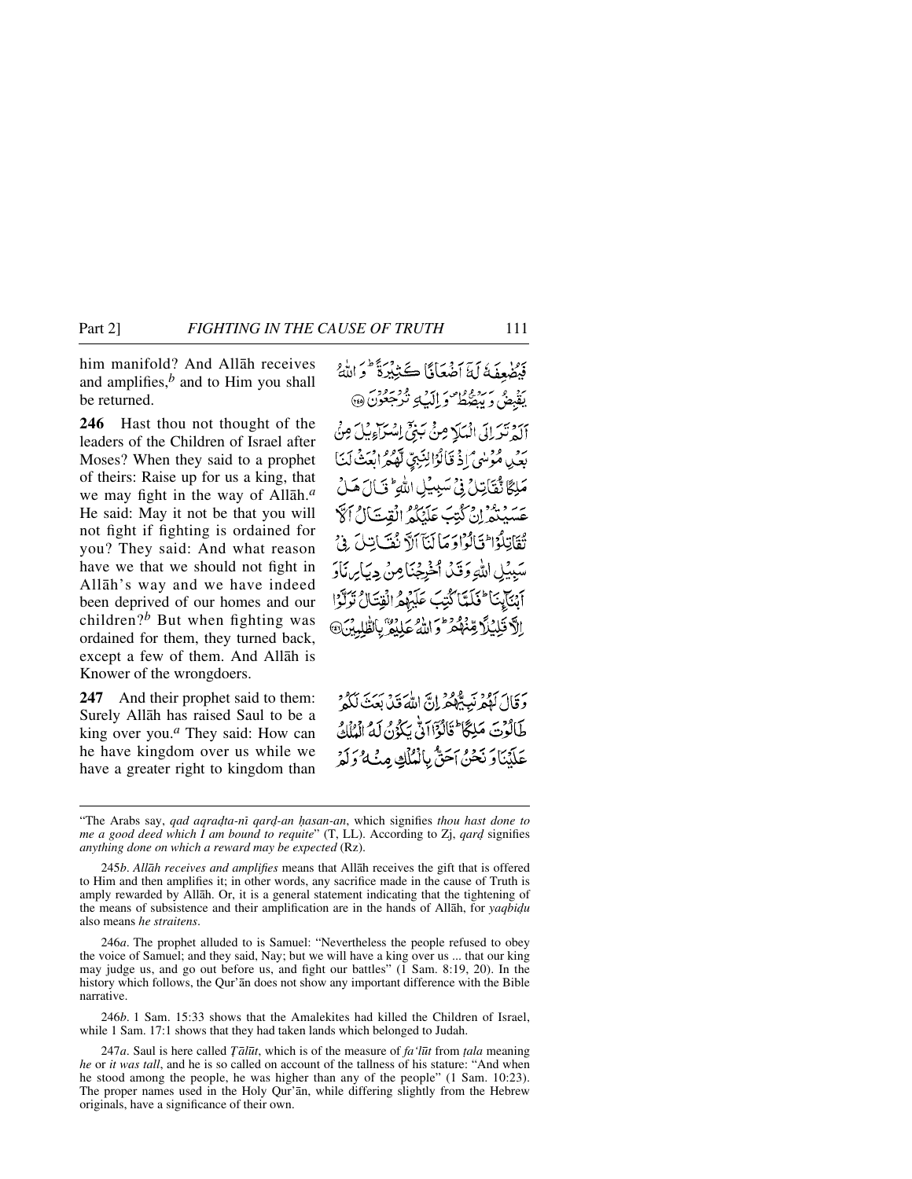him manifold? And Allāh receives and amplifies,[b] and to Him you shall be returned.

فَيُضٰعِفَهٗ لَهٗۤ اَضۡعَافًا كَثِيۡرَةً ؕ وَ اللّٰهُ يَقۡبِضُ وَ يَبۡصُۜطُ ۪ وَ اِلَيۡهِ تُرۡجَعُوۡنَ ﴿۲۴۵﴾

**246** Hast thou not thought of the leaders of the Children of Israel after Moses? When they said to a prophet of theirs: Raise up for us a king, that we may fight in the way of Allāh.[a] He said: May it not be that you will not fight if fighting is ordained for you? They said: And what reason have we that we should not fight in Allāh's way and we have indeed been deprived of our homes and our children?[b] But when fighting was ordained for them, they turned back, except a few of them. And Allāh is Knower of the wrongdoers.

اَلَمۡ تَرَ اِلَى الۡمَلَاِ مِنۡۢ بَنِیۡۤ اِسۡرَآءِيۡلَ مِنۡۢ بَعۡدِ مُوۡسٰى ۘ اِذۡ قَالُوۡا لِنَبِىٍّ لَّهُمُ ابۡعَثۡ لَنَا مَلِكًا نُّقَاتِلۡ فِىۡ سَبِيۡلِ اللّٰهِ ؕ قَالَ هَلۡ عَسَيۡتُمۡ اِنۡ كُتِبَ عَلَيۡكُمُ الۡقِتَالُ اَلَّا تُقَاتِلُوۡا ؕ قَالُوۡا وَمَا لَنَاۤ اَلَّا نُقَاتِلَ فِىۡ سَبِيۡلِ اللّٰهِ وَقَدۡ اُخۡرِجۡنَا مِنۡ دِيَارِنَا وَاَبۡنَآٮِٕنَا ؕ فَلَمَّا كُتِبَ عَلَيۡهِمُ الۡقِتَالُ تَوَلَّوۡا اِلَّا قَلِيۡلًا مِّنۡهُمۡ ؕ وَاللّٰهُ عَلِيۡمٌۢ بِالظّٰلِمِيۡنَ ﴿۲۴۶﴾

**247** And their prophet said to them: Surely Allāh has raised Saul to be a king over you.[a] They said: How can he have kingdom over us while we have a greater right to kingdom than

وَقَالَ لَهُمۡ نَبِيُّهُمۡ اِنَّ اللّٰهَ قَدۡ بَعَثَ لَـكُمۡ طَالُوۡتَ مَلِكًا ؕ قَالُوۡۤا اَنّٰى يَكُوۡنُ لَهُ الۡمُلۡكُ عَلَيۡنَا وَنَحۡنُ اَحَقُّ بِالۡمُلۡكِ مِنۡهُ وَلَمۡ

---

"The Arabs say, *qad aqraḍta-nī qarḍ-an ḥasan-an*, which signifies *thou hast done to me a good deed which I am bound to requite*" (T, LL). According to Zj, *qarḍ* signifies *anything done on which a reward may be expected* (Rz).

245*b*. *Allāh receives and amplifies* means that Allāh receives the gift that is offered to Him and then amplifies it; in other words, any sacrifice made in the cause of Truth is amply rewarded by Allāh. Or, it is a general statement indicating that the tightening of the means of subsistence and their amplification are in the hands of Allāh, for *yaqbiḍu* also means *he straitens*.

246*a*. The prophet alluded to is Samuel: "Nevertheless the people refused to obey the voice of Samuel; and they said, Nay; but we will have a king over us ... that our king may judge us, and go out before us, and fight our battles" (1 Sam. 8:19, 20). In the history which follows, the Qur'ān does not show any important difference with the Bible narrative.

246*b*. 1 Sam. 15:33 shows that the Amalekites had killed the Children of Israel, while 1 Sam. 17:1 shows that they had taken lands which belonged to Judah.

247*a*. Saul is here called *Ṭālūt*, which is of the measure of *fa'lūt* from *ṭala* meaning *he* or *it was tall*, and he is so called on account of the tallness of his stature: "And when he stood among the people, he was higher than any of the people" (1 Sam. 10:23). The proper names used in the Holy Qur'ān, while differing slightly from the Hebrew originals, have a significance of their own.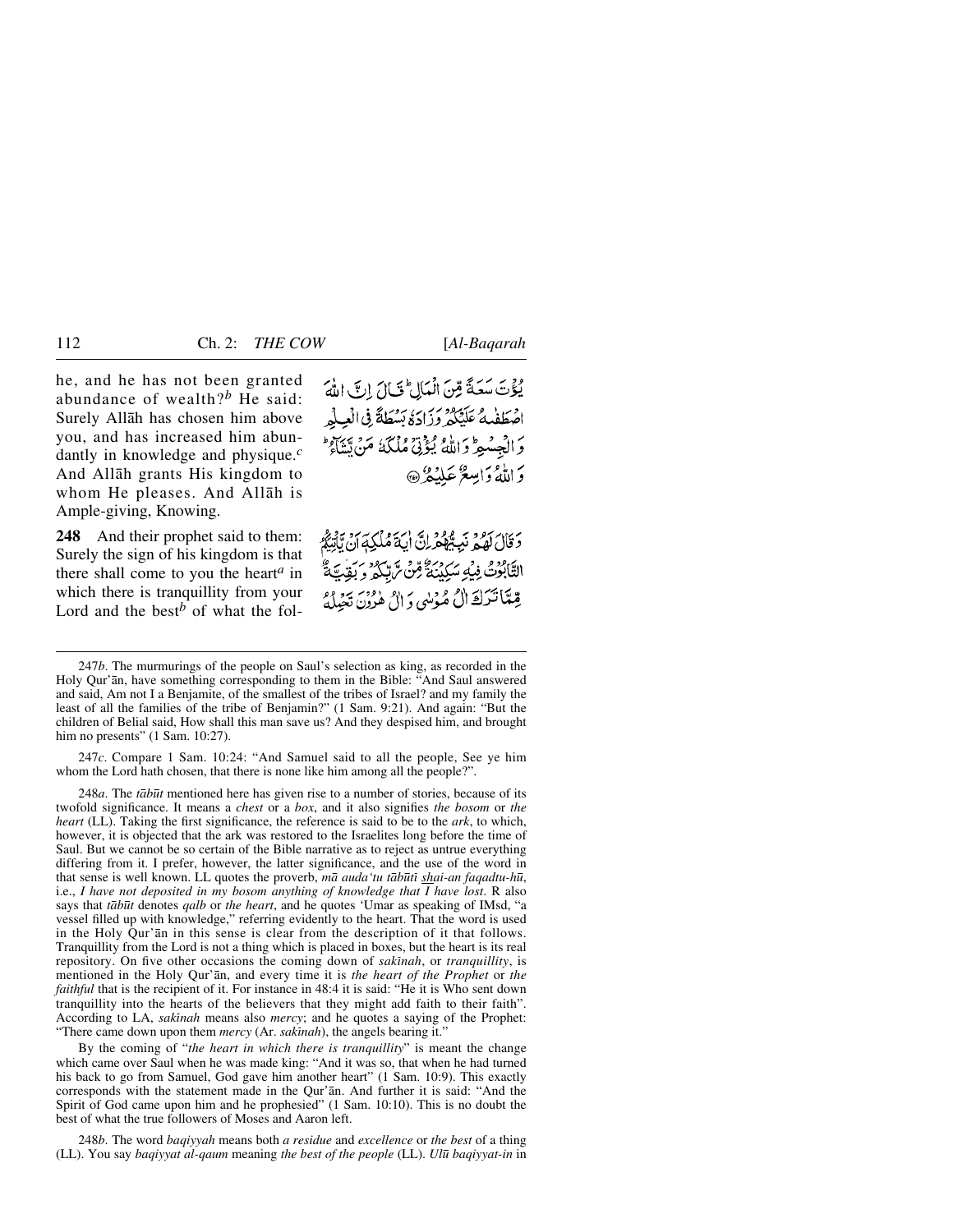he, and he has not been granted abundance of wealth?[b] He said: Surely Allāh has chosen him above you, and has increased him abundantly in knowledge and physique.[c] And Allāh grants His kingdom to whom He pleases. And Allāh is Ample-giving, Knowing.

يُؤْتَ سَعَةً مِّنَ الْمَالِ ۚ قَالَ إِنَّ اللَّهَ اصْطَفَاهُ عَلَيْكُمْ وَزَادَهُ بَسْطَةً فِي الْعِلْمِ وَالْجِسْمِ ۖ وَاللَّهُ يُؤْتِي مُلْكَهُ مَن يَشَاءُ ۚ وَاللَّهُ وَاسِعٌ عَلِيمٌ ﴿٢٤٧﴾

**248** And their prophet said to them: Surely the sign of his kingdom is that there shall come to you the heart[a] in which there is tranquillity from your Lord and the best[b] of what the fol-

وَقَالَ لَهُمْ نَبِيُّهُمْ إِنَّ آيَةَ مُلْكِهِ أَن يَأْتِيَكُمُ التَّابُوتُ فِيهِ سَكِينَةٌ مِّن رَّبِّكُمْ وَبَقِيَّةٌ مِّمَّا تَرَكَ آلُ مُوسَىٰ وَآلُ هَارُونَ تَحْمِلُهُ

---

247*b*. The murmurings of the people on Saul's selection as king, as recorded in the Holy Qur'ān, have something corresponding to them in the Bible: "And Saul answered and said, Am not I a Benjamite, of the smallest of the tribes of Israel? and my family the least of all the families of the tribe of Benjamin?" (1 Sam. 9:21). And again: "But the children of Belial said, How shall this man save us? And they despised him, and brought him no presents" (1 Sam. 10:27).

247*c*. Compare 1 Sam. 10:24: "And Samuel said to all the people, See ye him whom the Lord hath chosen, that there is none like him among all the people?".

248*a*. The *tābūt* mentioned here has given rise to a number of stories, because of its twofold significance. It means a *chest* or a *box*, and it also signifies *the bosom* or *the heart* (LL). Taking the first significance, the reference is said to be to the *ark*, to which, however, it is objected that the ark was restored to the Israelites long before the time of Saul. But we cannot be so certain of the Bible narrative as to reject as untrue everything differing from it. I prefer, however, the latter significance, and the use of the word in that sense is well known. LL quotes the proverb, *mā auda'tu tābūtī shai-an faqadtu-hū*, i.e., *I have not deposited in my bosom anything of knowledge that I have lost*. R also says that *tābūt* denotes *qalb* or *the heart*, and he quotes 'Umar as speaking of IMsd, "a vessel filled up with knowledge," referring evidently to the heart. That the word is used in the Holy Qur'ān in this sense is clear from the description of it that follows. Tranquillity from the Lord is not a thing which is placed in boxes, but the heart is its real repository. On five other occasions the coming down of *sakīnah*, or *tranquillity*, is mentioned in the Holy Qur'ān, and every time it is *the heart of the Prophet* or *the faithful* that is the recipient of it. For instance in 48:4 it is said: "He it is Who sent down tranquillity into the hearts of the believers that they might add faith to their faith". According to LA, *sakīnah* means also *mercy*; and he quotes a saying of the Prophet: "There came down upon them *mercy* (Ar. *sakīnah*), the angels bearing it."

By the coming of "*the heart in which there is tranquillity*" is meant the change which came over Saul when he was made king: "And it was so, that when he had turned his back to go from Samuel, God gave him another heart" (1 Sam. 10:9). This exactly corresponds with the statement made in the Qur'ān. And further it is said: "And the Spirit of God came upon him and he prophesied" (1 Sam. 10:10). This is no doubt the best of what the true followers of Moses and Aaron left.

248*b*. The word *baqiyyah* means both *a residue* and *excellence* or *the best* of a thing (LL). You say *baqiyyat al-qaum* meaning *the best of the people* (LL). *Ulū baqiyyat-in* in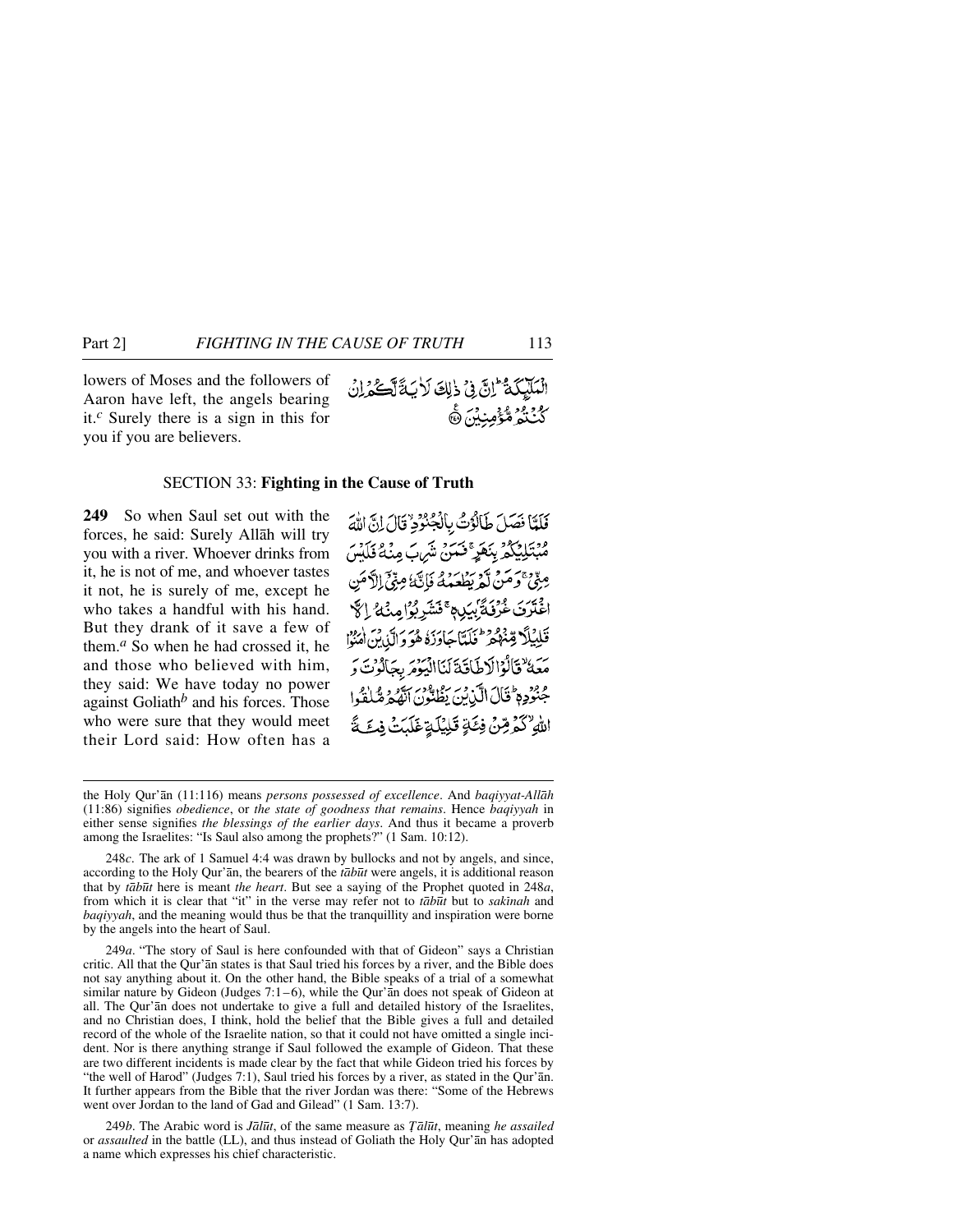lowers of Moses and the followers of Aaron have left, the angels bearing it.[c] Surely there is a sign in this for you if you are believers.

الْمَلٰٓئِكَةُ ۭ اِنَّ فِیْ ذٰلِکَ لَاٰیَۃً لَّکُمْ اِنْ کُنْتُمْ مُّؤْمِنِیْنَ ﴿۲۴۸﴾

### SECTION 33: **Fighting in the Cause of Truth**

**249** So when Saul set out with the forces, he said: Surely Allāh will try you with a river. Whoever drinks from it, he is not of me, and whoever tastes it not, he is surely of me, except he who takes a handful with his hand. But they drank of it save a few of them.[a] So when he had crossed it, he and those who believed with him, they said: We have today no power against Goliath[b] and his forces. Those who were sure that they would meet their Lord said: How often has a

فَلَمَّا فَصَلَ طَالُوْتُ بِالْجُنُوْدِ ۙ قَالَ اِنَّ اللّٰہَ مُبْتَلِیْکُمْ بِنَہَرٍ ۚ فَمَنْ شَرِبَ مِنْہُ فَلَیْسَ مِنِّیْ ۚ وَمَنْ لَّمْ یَطْعَمْہُ فَاِنَّہٗ مِنِّیْۤ اِلَّا مَنِ اغْتَرَفَ غُرْفَۃًۢ بِیَدِہٖ ۚ فَشَرِبُوْا مِنْہُ اِلَّا قَلِیْلًا مِّنْہُمْ ؕ فَلَمَّا جَاوَزَہٗ ہُوَ وَالَّذِیْنَ اٰمَنُوْا مَعَہٗ ۙ قَالُوْا لَا طَاقَۃَ لَنَا الْیَوْمَ بِجَالُوْتَ وَجُنُوْدِہٖ ؕ قَالَ الَّذِیْنَ یَظُنُّوْنَ اَنَّہُمْ مُّلٰقُوا اللّٰہِ ۙ کَمْ مِّنْ فِئَۃٍ قَلِیْلَۃٍ غَلَبَتْ فِئَۃً

---

the Holy Qur'ān (11:116) means *persons possessed of excellence*. And *baqiyyat-Allāh* (11:86) signifies *obedience*, or *the state of goodness that remains*. Hence *baqiyyah* in either sense signifies *the blessings of the earlier days*. And thus it became a proverb among the Israelites: "Is Saul also among the prophets?" (1 Sam. 10:12).

248*c*. The ark of 1 Samuel 4:4 was drawn by bullocks and not by angels, and since, according to the Holy Qur'ān, the bearers of the *tābūt* were angels, it is additional reason that by *tābūt* here is meant *the heart*. But see a saying of the Prophet quoted in 248*a*, from which it is clear that "it" in the verse may refer not to *tābūt* but to *sakīnah* and *baqiyyah*, and the meaning would thus be that the tranquillity and inspiration were borne by the angels into the heart of Saul.

249*a*. "The story of Saul is here confounded with that of Gideon" says a Christian critic. All that the Qur'ān states is that Saul tried his forces by a river, and the Bible does not say anything about it. On the other hand, the Bible speaks of a trial of a somewhat similar nature by Gideon (Judges 7:1–6), while the Qur'ān does not speak of Gideon at all. The Qur'ān does not undertake to give a full and detailed history of the Israelites, and no Christian does, I think, hold the belief that the Bible gives a full and detailed record of the whole of the Israelite nation, so that it could not have omitted a single incident. Nor is there anything strange if Saul followed the example of Gideon. That these are two different incidents is made clear by the fact that while Gideon tried his forces by "the well of Harod" (Judges 7:1), Saul tried his forces by a river, as stated in the Qur'ān. It further appears from the Bible that the river Jordan was there: "Some of the Hebrews went over Jordan to the land of Gad and Gilead" (1 Sam. 13:7).

249*b*. The Arabic word is *Jālūt*, of the same measure as *Ṭālūt*, meaning *he assailed* or *assaulted* in the battle (LL), and thus instead of Goliath the Holy Qur'ān has adopted a name which expresses his chief characteristic.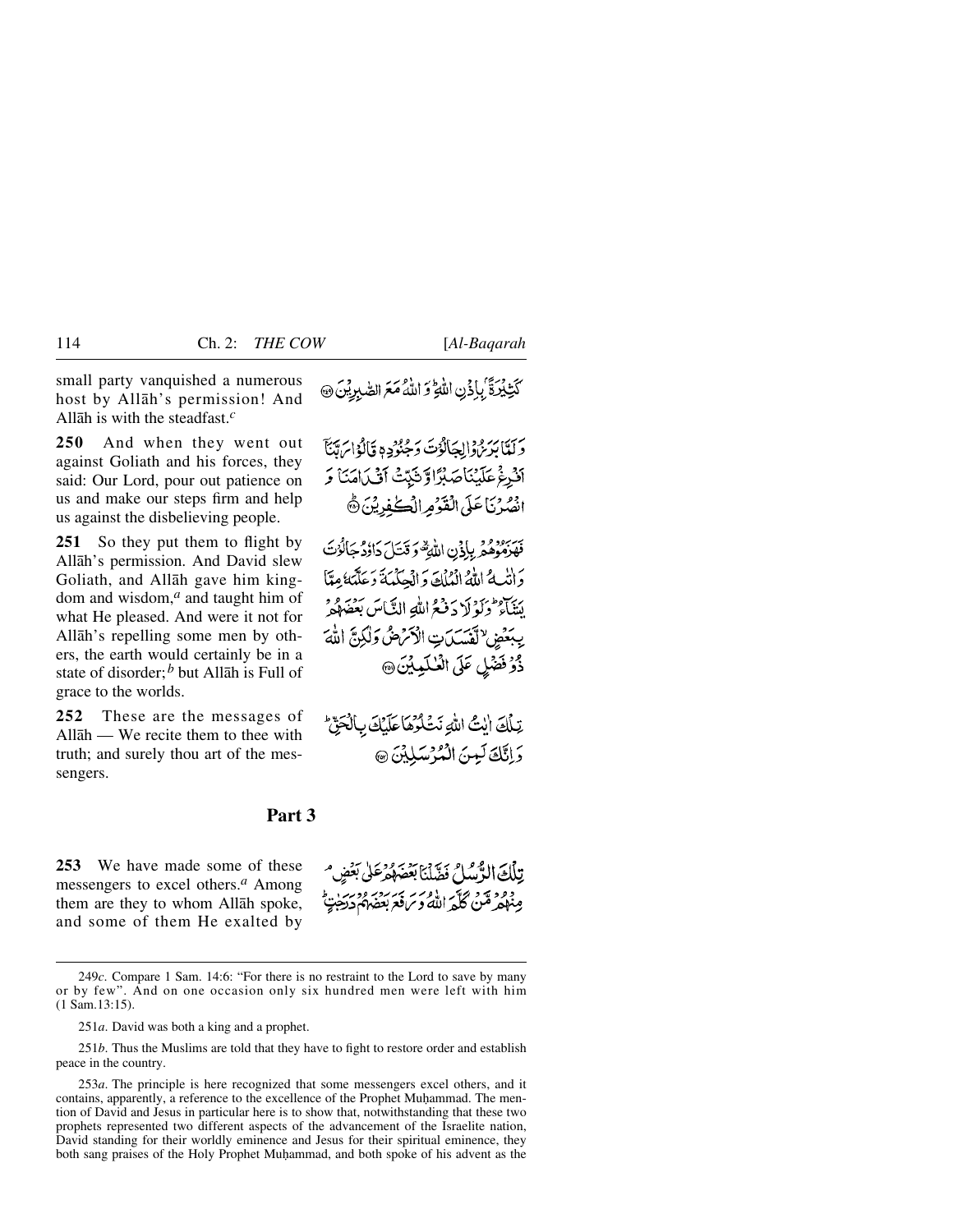small party vanquished a numerous host by Allāh's permission! And Allāh is with the steadfast.[c]

كَثِيْرَةً بِإِذْنِ اللّٰهِ ۗ وَ اللّٰهُ مَعَ الصّٰبِرِيْنَ ﴿۲۴۹﴾

**250** And when they went out against Goliath and his forces, they said: Our Lord, pour out patience on us and make our steps firm and help us against the disbelieving people.

وَ لَمَّا بَرَزُوْا لِجَالُوْتَ وَ جُنُوْدِهٖ قَالُوْا رَبَّنَاۤ اَفْرِغْ عَلَیْنَا صَبْرًا وَّ ثَبِّتْ اَقْدَامَنَا وَ انْصُرْنَا عَلَی الْقَوْمِ الْکٰفِرِیْنَ ﴿۲۵۰﴾

**251** So they put them to flight by Allāh's permission. And David slew Goliath, and Allāh gave him kingdom and wisdom,[a] and taught him of what He pleased. And were it not for Allāh's repelling some men by others, the earth would certainly be in a state of disorder;[b] but Allāh is Full of grace to the worlds.

فَهَزَمُوْهُمْ بِاِذْنِ اللّٰهِ ۟ۙ وَ قَتَلَ دَاوٗدُ جَالُوْتَ وَ اٰتٰىهُ اللّٰهُ الْمُلْكَ وَ الْحِكْمَةَ وَ عَلَّمَهٗ مِمَّا یَشَآءُ ؕ وَ لَوْ لَا دَفْعُ اللّٰهِ النَّاسَ بَعْضَهُمْ بِبَعْضٍ ۙ لَّفَسَدَتِ الْاَرْضُ وَ لٰكِنَّ اللّٰهَ ذُوْ فَضْلٍ عَلَی الْعٰلَمِیْنَ ﴿۲۵۱﴾

**252** These are the messages of Allāh — We recite them to thee with truth; and surely thou art of the messengers.

تِلْكَ اٰیٰتُ اللّٰهِ نَتْلُوْهَا عَلَیْكَ بِالْحَقِّ ؕ وَ اِنَّكَ لَمِنَ الْمُرْسَلِیْنَ ﴿۲۵۲﴾

## Part 3

**253** We have made some of these messengers to excel others.[a] Among them are they to whom Allāh spoke, and some of them He exalted by

تِلْكَ الرُّسُلُ فَضَّلْنَا بَعْضَهُمْ عَلٰی بَعْضٍ ۘ مِنْهُمْ مَّنْ كَلَّمَ اللّٰهُ وَ رَفَعَ بَعْضَهُمْ دَرَجٰتٍ ؕ

---

249*c*. Compare 1 Sam. 14:6: "For there is no restraint to the Lord to save by many or by few". And on one occasion only six hundred men were left with him (1 Sam.13:15).

251*a*. David was both a king and a prophet.

251*b*. Thus the Muslims are told that they have to fight to restore order and establish peace in the country.

253*a*. The principle is here recognized that some messengers excel others, and it contains, apparently, a reference to the excellence of the Prophet Muḥammad. The mention of David and Jesus in particular here is to show that, notwithstanding that these two prophets represented two different aspects of the advancement of the Israelite nation, David standing for their worldly eminence and Jesus for their spiritual eminence, they both sang praises of the Holy Prophet Muḥammad, and both spoke of his advent as the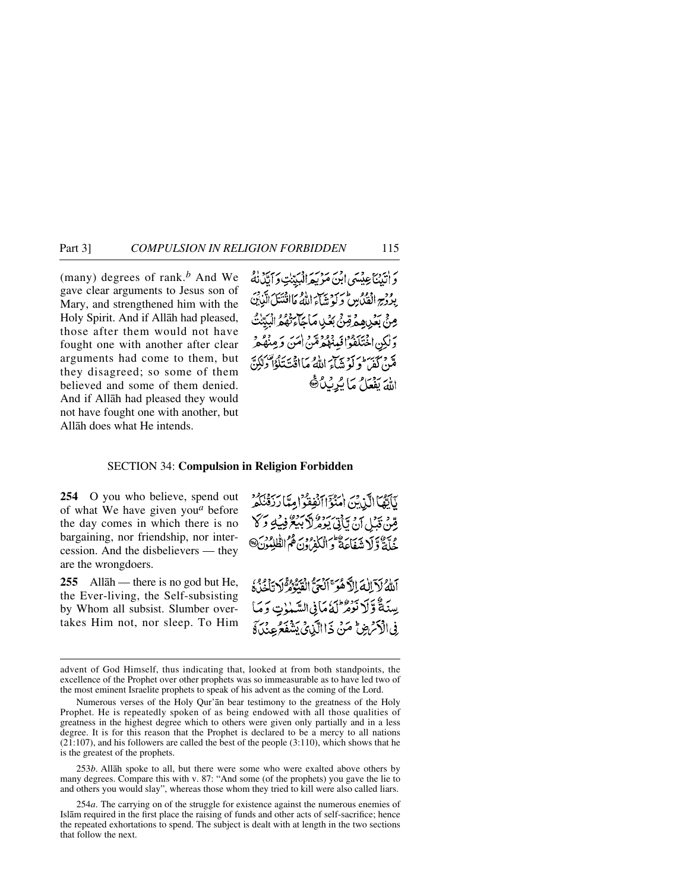(many) degrees of rank.[b] And We gave clear arguments to Jesus son of Mary, and strengthened him with the Holy Spirit. And if Allāh had pleased, those after them would not have fought one with another after clear arguments had come to them, but they disagreed; so some of them believed and some of them denied. And if Allāh had pleased they would not have fought one with another, but Allāh does what He intends.

وَ اٰتَیۡنَا عِیۡسَی ابۡنَ مَرۡیَمَ الۡبَیِّنٰتِ وَ اَیَّدۡنٰہُ بِرُوۡحِ الۡقُدُسِ ؕ وَ لَوۡ شَآءَ اللّٰہُ مَا اقۡتَتَلَ الَّذِیۡنَ مِنۡۢ بَعۡدِہِمۡ مِّنۡۢ بَعۡدِ مَا جَآءَتۡہُمُ الۡبَیِّنٰتُ وَ لٰکِنِ اخۡتَلَفُوۡا فَمِنۡہُمۡ مَّنۡ اٰمَنَ وَ مِنۡہُمۡ مَّنۡ کَفَرَ ؕ وَ لَوۡ شَآءَ اللّٰہُ مَا اقۡتَتَلُوۡا ۟ وَ لٰکِنَّ اللّٰہَ یَفۡعَلُ مَا یُرِیۡدُ ﴿۲۵۳﴾

## SECTION 34: **Compulsion in Religion Forbidden**

**254** O you who believe, spend out of what We have given you[a] before the day comes in which there is no bargaining, nor friendship, nor intercession. And the disbelievers — they are the wrongdoers.

یٰۤاَیُّہَا الَّذِیۡنَ اٰمَنُوۡۤا اَنۡفِقُوۡا مِمَّا رَزَقۡنٰکُمۡ مِّنۡ قَبۡلِ اَنۡ یَّاۡتِیَ یَوۡمٌ لَّا بَیۡعٌ فِیۡہِ وَ لَا خُلَّۃٌ وَّ لَا شَفَاعَۃٌ ؕ وَ الۡکٰفِرُوۡنَ ہُمُ الظّٰلِمُوۡنَ ﴿۲۵۴﴾

**255** Allāh — there is no god but He, the Ever-living, the Self-subsisting by Whom all subsist. Slumber overtakes Him not, nor sleep. To Him

اَللّٰہُ لَاۤ اِلٰہَ اِلَّا ہُوَ ۚ اَلۡحَیُّ الۡقَیُّوۡمُ ۬ۚ لَا تَاۡخُذُہٗ سِنَۃٌ وَّ لَا نَوۡمٌ ؕ لَہٗ مَا فِی السَّمٰوٰتِ وَ مَا فِی الۡاَرۡضِ ؕ مَنۡ ذَا الَّذِیۡ یَشۡفَعُ عِنۡدَہٗۤ

---

advent of God Himself, thus indicating that, looked at from both standpoints, the excellence of the Prophet over other prophets was so immeasurable as to have led two of the most eminent Israelite prophets to speak of his advent as the coming of the Lord.

Numerous verses of the Holy Qur'ān bear testimony to the greatness of the Holy Prophet. He is repeatedly spoken of as being endowed with all those qualities of greatness in the highest degree which to others were given only partially and in a less degree. It is for this reason that the Prophet is declared to be a mercy to all nations (21:107), and his followers are called the best of the people (3:110), which shows that he is the greatest of the prophets.

253*b*. Allāh spoke to all, but there were some who were exalted above others by many degrees. Compare this with v. 87: "And some (of the prophets) you gave the lie to and others you would slay", whereas those whom they tried to kill were also called liars.

254*a*. The carrying on of the struggle for existence against the numerous enemies of Islām required in the first place the raising of funds and other acts of self-sacrifice; hence the repeated exhortations to spend. The subject is dealt with at length in the two sections that follow the next.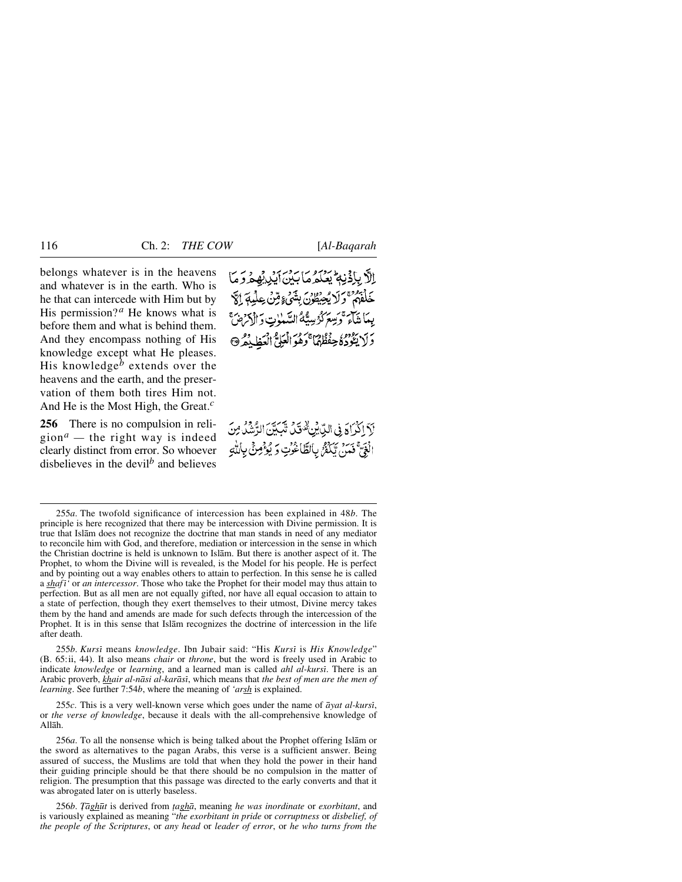belongs whatever is in the heavens and whatever is in the earth. Who is he that can intercede with Him but by His permission?[a] He knows what is before them and what is behind them. And they encompass nothing of His knowledge except what He pleases. His knowledge[b] extends over the heavens and the earth, and the preservation of them both tires Him not. And He is the Most High, the Great.[c]

إِلَّا بِإِذْنِهِ ۚ يَعْلَمُ مَا بَيْنَ أَيْدِيهِمْ وَمَا خَلْفَهُمْ ۖ وَلَا يُحِيطُونَ بِشَيْءٍ مِّنْ عِلْمِهِ إِلَّا بِمَا شَاءَ ۚ وَسِعَ كُرْسِيُّهُ السَّمَاوَاتِ وَالْأَرْضَ ۖ وَلَا يَئُودُهُ حِفْظُهُمَا ۚ وَهُوَ الْعَلِيُّ الْعَظِيمُ

**256** There is no compulsion in religion[a] — the right way is indeed clearly distinct from error. So whoever disbelieves in the devil[b] and believes

لَا إِكْرَاهَ فِي الدِّينِ ۖ قَد تَّبَيَّنَ الرُّشْدُ مِنَ الْغَيِّ ۚ فَمَن يَكْفُرْ بِالطَّاغُوتِ وَيُؤْمِن بِاللَّهِ

---

255*a*. The twofold significance of intercession has been explained in 48*b*. The principle is here recognized that there may be intercession with Divine permission. It is true that Islām does not recognize the doctrine that man stands in need of any mediator to reconcile him with God, and therefore, mediation or intercession in the sense in which the Christian doctrine is held is unknown to Islām. But there is another aspect of it. The Prophet, to whom the Divine will is revealed, is the Model for his people. He is perfect and by pointing out a way enables others to attain to perfection. In this sense he is called a *shafī'* or *an intercessor*. Those who take the Prophet for their model may thus attain to perfection. But as all men are not equally gifted, nor have all equal occasion to attain to a state of perfection, though they exert themselves to their utmost, Divine mercy takes them by the hand and amends are made for such defects through the intercession of the Prophet. It is in this sense that Islām recognizes the doctrine of intercession in the life after death.

255*b*. *Kursī* means *knowledge*. Ibn Jubair said: "His *Kursī* is *His Knowledge*" (B. 65:ii, 44). It also means *chair* or *throne*, but the word is freely used in Arabic to indicate *knowledge* or *learning*, and a learned man is called *ahl al-kursī*. There is an Arabic proverb, *khair al-nāsi al-karāsī*, which means that *the best of men are the men of learning*. See further 7:54*b*, where the meaning of *'arsh* is explained.

255*c*. This is a very well-known verse which goes under the name of *āyat al-kursī*, or *the verse of knowledge*, because it deals with the all-comprehensive knowledge of Allāh.

256*a*. To all the nonsense which is being talked about the Prophet offering Islām or the sword as alternatives to the pagan Arabs, this verse is a sufficient answer. Being assured of success, the Muslims are told that when they hold the power in their hand their guiding principle should be that there should be no compulsion in the matter of religion. The presumption that this passage was directed to the early converts and that it was abrogated later on is utterly baseless.

256*b*. *Ṭāghūt* is derived from *ṭaghā*, meaning *he was inordinate* or *exorbitant*, and is variously explained as meaning "*the exorbitant in pride* or *corruptness* or *disbelief, of the people of the Scriptures*, or *any head* or *leader of error*, or *he who turns from the*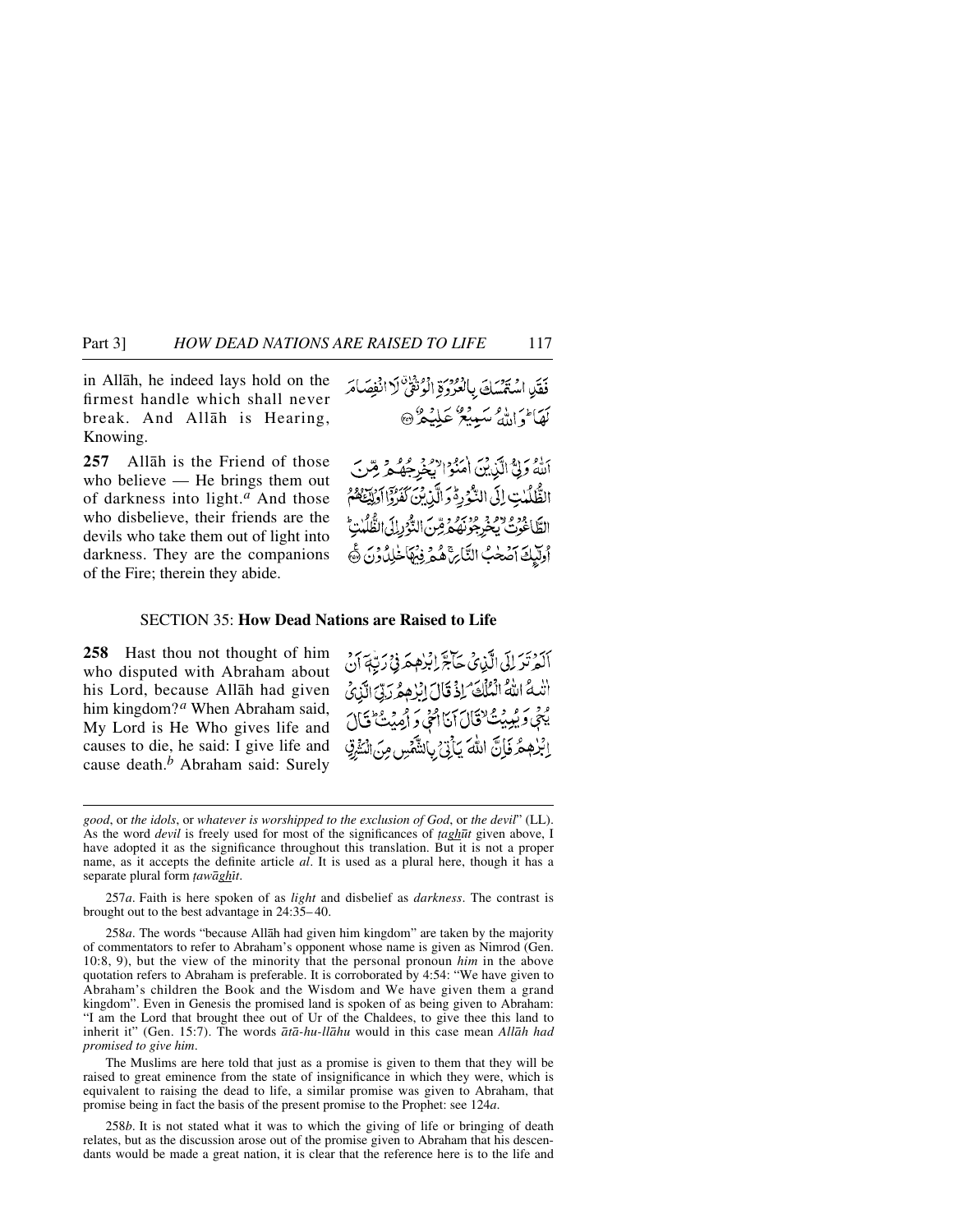in Allāh, he indeed lays hold on the firmest handle which shall never break. And Allāh is Hearing, Knowing.

فَقَدِ اسْتَمْسَكَ بِالْعُرْوَةِ الْوُثْقٰى لَا انْفِصَامَ لَهَا ۗ وَاللّٰهُ سَمِيْعٌ عَلِيْمٌ ﴿۲۵۶﴾

**257** Allāh is the Friend of those who believe — He brings them out of darkness into light.[a] And those who disbelieve, their friends are the devils who take them out of light into darkness. They are the companions of the Fire; therein they abide.

اَللّٰهُ وَلِيُّ الَّذِيْنَ اٰمَنُوْا ۙ يُخْرِجُهُمْ مِّنَ الظُّلُمٰتِ اِلَى النُّوْرِ ۬ؕ وَالَّذِيْنَ كَفَرُوْۤا اَوْلِيٰٓـُٔهُمُ الطَّاغُوْتُ ۙ يُخْرِجُوْنَهُمْ مِّنَ النُّوْرِ اِلَى الظُّلُمٰتِ ؕ اُولٰٓئِكَ اَصْحٰبُ النَّارِ ۚ هُمْ فِيْهَا خٰلِدُوْنَ ﴿۲۵۷﴾

## SECTION 35: How Dead Nations are Raised to Life

**258** Hast thou not thought of him who disputed with Abraham about his Lord, because Allāh had given him kingdom?[a] When Abraham said, My Lord is He Who gives life and causes to die, he said: I give life and cause death.[b] Abraham said: Surely

اَلَمْ تَرَ اِلَى الَّذِيْ حَآجَّ اِبْرٰهٖمَ فِيْ رَبِّهٖۤ اَنْ اٰتٰىهُ اللّٰهُ الْمُلْكَ ۘ اِذْ قَالَ اِبْرٰهٖمُ رَبِّيَ الَّذِيْ يُحْيٖ وَيُمِيْتُ ۙ قَالَ اَنَا اُحْيٖ وَاُمِيْتُ ؕ قَالَ اِبْرٰهٖمُ فَاِنَّ اللّٰهَ يَاْتِيْ بِالشَّمْسِ مِنَ الْمَشْرِقِ

---

*good*, or *the idols*, or *whatever is worshipped to the exclusion of God*, or *the devil*" (LL). As the word *devil* is freely used for most of the significances of *ṭaghūt* given above, I have adopted it as the significance throughout this translation. But it is not a proper name, as it accepts the definite article *al*. It is used as a plural here, though it has a separate plural form *ṭawāghīt*.

257*a*. Faith is here spoken of as *light* and disbelief as *darkness*. The contrast is brought out to the best advantage in 24:35–40.

258*a*. The words "because Allāh had given him kingdom" are taken by the majority of commentators to refer to Abraham's opponent whose name is given as Nimrod (Gen. 10:8, 9), but the view of the minority that the personal pronoun *him* in the above quotation refers to Abraham is preferable. It is corroborated by 4:54: "We have given to Abraham's children the Book and the Wisdom and We have given them a grand kingdom". Even in Genesis the promised land is spoken of as being given to Abraham: "I am the Lord that brought thee out of Ur of the Chaldees, to give thee this land to inherit it" (Gen. 15:7). The words *ātā-hu-llāhu* would in this case mean *Allāh had promised to give him*.

The Muslims are here told that just as a promise is given to them that they will be raised to great eminence from the state of insignificance in which they were, which is equivalent to raising the dead to life, a similar promise was given to Abraham, that promise being in fact the basis of the present promise to the Prophet: see 124*a*.

258*b*. It is not stated what it was to which the giving of life or bringing of death relates, but as the discussion arose out of the promise given to Abraham that his descendants would be made a great nation, it is clear that the reference here is to the life and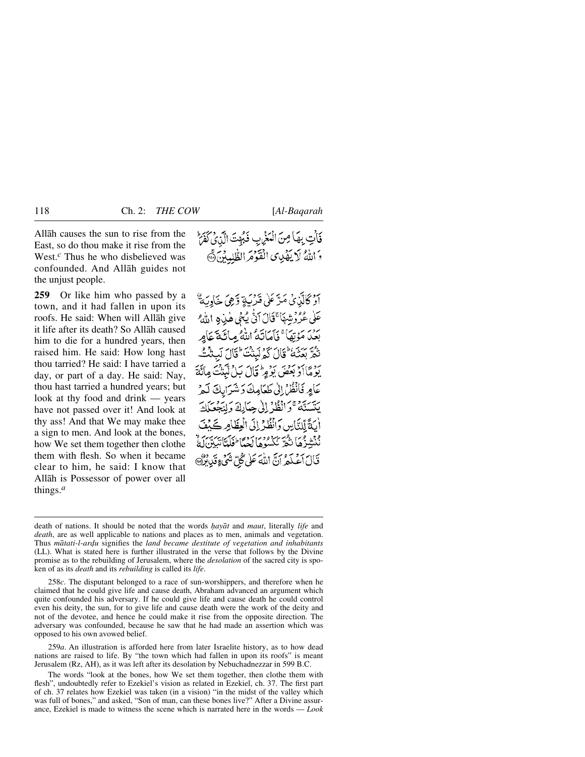Allāh causes the sun to rise from the East, so do thou make it rise from the West.[c] Thus he who disbelieved was confounded. And Allāh guides not the unjust people.

فَأْتِ بِهَا مِنَ الْمَغْرِبِ فَبُهِتَ الَّذِي كَفَرَ ۗ وَاللَّهُ لَا يَهْدِي الْقَوْمَ الظَّالِمِينَ ﴿٢٥٨﴾

**259** Or like him who passed by a town, and it had fallen in upon its roofs. He said: When will Allāh give it life after its death? So Allāh caused him to die for a hundred years, then raised him. He said: How long hast thou tarried? He said: I have tarried a day, or part of a day. He said: Nay, thou hast tarried a hundred years; but look at thy food and drink — years have not passed over it! And look at thy ass! And that We may make thee a sign to men. And look at the bones, how We set them together then clothe them with flesh. So when it became clear to him, he said: I know that Allāh is Possessor of power over all things.[a]

أَوْ كَالَّذِي مَرَّ عَلَىٰ قَرْيَةٍ وَهِيَ خَاوِيَةٌ عَلَىٰ عُرُوشِهَا قَالَ أَنَّىٰ يُحْيِي هَٰذِهِ اللَّهُ بَعْدَ مَوْتِهَا ۖ فَأَمَاتَهُ اللَّهُ مِائَةَ عَامٍ ثُمَّ بَعَثَهُ ۖ قَالَ كَمْ لَبِثْتَ ۖ قَالَ لَبِثْتُ يَوْمًا أَوْ بَعْضَ يَوْمٍ ۖ قَالَ بَل لَّبِثْتَ مِائَةَ عَامٍ فَانظُرْ إِلَىٰ طَعَامِكَ وَشَرَابِكَ لَمْ يَتَسَنَّهْ ۖ وَانظُرْ إِلَىٰ حِمَارِكَ وَلِنَجْعَلَكَ آيَةً لِّلنَّاسِ ۖ وَانظُرْ إِلَى الْعِظَامِ كَيْفَ نُنشِزُهَا ثُمَّ نَكْسُوهَا لَحْمًا ۚ فَلَمَّا تَبَيَّنَ لَهُ قَالَ أَعْلَمُ أَنَّ اللَّهَ عَلَىٰ كُلِّ شَيْءٍ قَدِيرٌ ﴿٢٥٩﴾

---

death of nations. It should be noted that the words *ḥayāt* and *maut*, literally *life* and *death*, are as well applicable to nations and places as to men, animals and vegetation. Thus *mātati-l-arḍu* signifies the *land became destitute of vegetation and inhabitants* (LL). What is stated here is further illustrated in the verse that follows by the Divine promise as to the rebuilding of Jerusalem, where the *desolation* of the sacred city is spoken of as its *death* and its *rebuilding* is called its *life*.

258*c*. The disputant belonged to a race of sun-worshippers, and therefore when he claimed that he could give life and cause death, Abraham advanced an argument which quite confounded his adversary. If he could give life and cause death he could control even his deity, the sun, for to give life and cause death were the work of the deity and not of the devotee, and hence he could make it rise from the opposite direction. The adversary was confounded, because he saw that he had made an assertion which was opposed to his own avowed belief.

259*a*. An illustration is afforded here from later Israelite history, as to how dead nations are raised to life. By "the town which had fallen in upon its roofs" is meant Jerusalem (Rz, AH), as it was left after its desolation by Nebuchadnezzar in 599 B.C.

The words "look at the bones, how We set them together, then clothe them with flesh", undoubtedly refer to Ezekiel's vision as related in Ezekiel, ch. 37. The first part of ch. 37 relates how Ezekiel was taken (in a vision) "in the midst of the valley which was full of bones," and asked, "Son of man, can these bones live?" After a Divine assurance, Ezekiel is made to witness the scene which is narrated here in the words — *Look*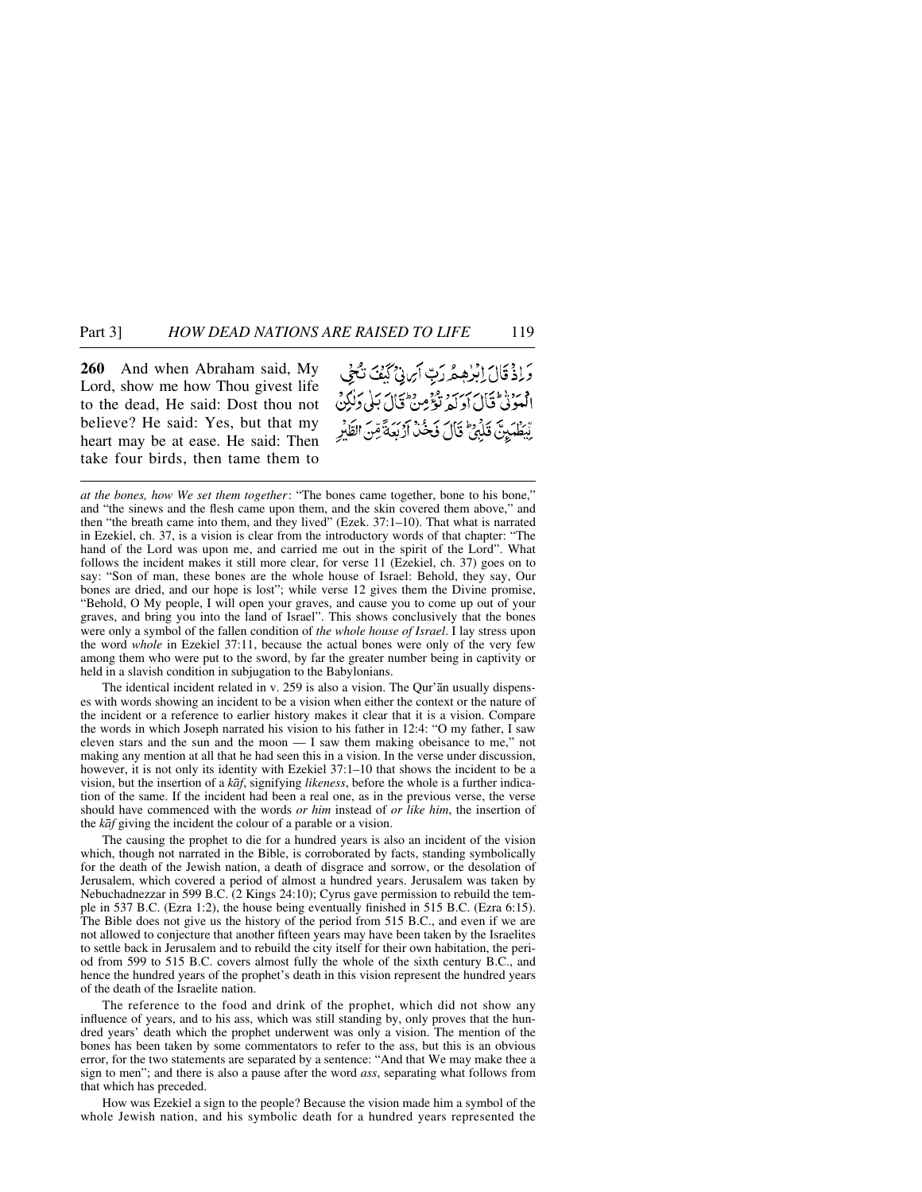**260** And when Abraham said, My Lord, show me how Thou givest life to the dead, He said: Dost thou not believe? He said: Yes, but that my heart may be at ease. He said: Then take four birds, then tame them to

وَ اِذْ قَالَ اِبْرٰهٖمُ رَبِّ اَرِنِیْ کَیْفَ تُحْیِ الْمَوْتٰی ؕ قَالَ اَوَ لَمْ تُؤْمِنْ ؕ قَالَ بَلٰی وَ لٰکِنْ لِّیَطْمَئِنَّ قَلْبِیْ ؕ قَالَ فَخُذْ اَرْبَعَۃً مِّنَ الطَّیْرِ

---

*at the bones, how We set them together*: "The bones came together, bone to his bone," and "the sinews and the flesh came upon them, and the skin covered them above," and then "the breath came into them, and they lived" (Ezek. 37:1–10). That what is narrated in Ezekiel, ch. 37, is a vision is clear from the introductory words of that chapter: "The hand of the Lord was upon me, and carried me out in the spirit of the Lord". What follows the incident makes it still more clear, for verse 11 (Ezekiel, ch. 37) goes on to say: "Son of man, these bones are the whole house of Israel: Behold, they say, Our bones are dried, and our hope is lost"; while verse 12 gives them the Divine promise, "Behold, O My people, I will open your graves, and cause you to come up out of your graves, and bring you into the land of Israel". This shows conclusively that the bones were only a symbol of the fallen condition of *the whole house of Israel*. I lay stress upon the word *whole* in Ezekiel 37:11, because the actual bones were only of the very few among them who were put to the sword, by far the greater number being in captivity or held in a slavish condition in subjugation to the Babylonians.

The identical incident related in v. 259 is also a vision. The Qur'ān usually dispenses with words showing an incident to be a vision when either the context or the nature of the incident or a reference to earlier history makes it clear that it is a vision. Compare the words in which Joseph narrated his vision to his father in 12:4: "O my father, I saw eleven stars and the sun and the moon — I saw them making obeisance to me," not making any mention at all that he had seen this in a vision. In the verse under discussion, however, it is not only its identity with Ezekiel 37:1–10 that shows the incident to be a vision, but the insertion of a *kāf*, signifying *likeness*, before the whole is a further indication of the same. If the incident had been a real one, as in the previous verse, the verse should have commenced with the words *or him* instead of *or like him*, the insertion of the *kāf* giving the incident the colour of a parable or a vision.

The causing the prophet to die for a hundred years is also an incident of the vision which, though not narrated in the Bible, is corroborated by facts, standing symbolically for the death of the Jewish nation, a death of disgrace and sorrow, or the desolation of Jerusalem, which covered a period of almost a hundred years. Jerusalem was taken by Nebuchadnezzar in 599 B.C. (2 Kings 24:10); Cyrus gave permission to rebuild the temple in 537 B.C. (Ezra 1:2), the house being eventually finished in 515 B.C. (Ezra 6:15). The Bible does not give us the history of the period from 515 B.C., and even if we are not allowed to conjecture that another fifteen years may have been taken by the Israelites to settle back in Jerusalem and to rebuild the city itself for their own habitation, the period from 599 to 515 B.C. covers almost fully the whole of the sixth century B.C., and hence the hundred years of the prophet's death in this vision represent the hundred years of the death of the Israelite nation.

The reference to the food and drink of the prophet, which did not show any influence of years, and to his ass, which was still standing by, only proves that the hundred years' death which the prophet underwent was only a vision. The mention of the bones has been taken by some commentators to refer to the ass, but this is an obvious error, for the two statements are separated by a sentence: "And that We may make thee a sign to men"; and there is also a pause after the word *ass*, separating what follows from that which has preceded.

How was Ezekiel a sign to the people? Because the vision made him a symbol of the whole Jewish nation, and his symbolic death for a hundred years represented the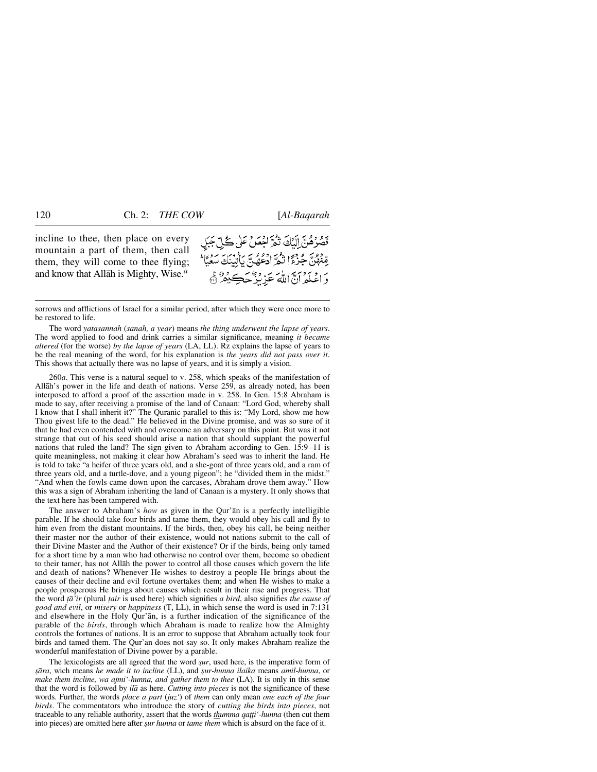incline to thee, then place on every mountain a part of them, then call them, they will come to thee flying; and know that Allāh is Mighty, Wise.[a]

فَصُرْهُنَّ إِلَيْكَ ثُمَّ اجْعَلْ عَلَىٰ كُلِّ جَبَلٍ مِّنْهُنَّ جُزْءًا ثُمَّ ادْعُهُنَّ يَأْتِينَكَ سَعْيًا ۚ وَاعْلَمْ أَنَّ اللَّهَ عَزِيزٌ حَكِيمٌ ۝

---

sorrows and afflictions of Israel for a similar period, after which they were once more to be restored to life.

The word *yatasannah* (*sanah, a year*) means *the thing underwent the lapse of years*. The word applied to food and drink carries a similar significance, meaning *it became altered* (for the worse) *by the lapse of years* (LA, LL). Rz explains the lapse of years to be the real meaning of the word, for his explanation is *the years did not pass over it*. This shows that actually there was no lapse of years, and it is simply a vision.

260*a*. This verse is a natural sequel to v. 258, which speaks of the manifestation of Allāh's power in the life and death of nations. Verse 259, as already noted, has been interposed to afford a proof of the assertion made in v. 258. In Gen. 15:8 Abraham is made to say, after receiving a promise of the land of Canaan: "Lord God, whereby shall I know that I shall inherit it?" The Quranic parallel to this is: "My Lord, show me how Thou givest life to the dead." He believed in the Divine promise, and was so sure of it that he had even contended with and overcome an adversary on this point. But was it not strange that out of his seed should arise a nation that should supplant the powerful nations that ruled the land? The sign given to Abraham according to Gen. 15:9–11 is quite meaningless, not making it clear how Abraham's seed was to inherit the land. He is told to take "a heifer of three years old, and a she-goat of three years old, and a ram of three years old, and a turtle-dove, and a young pigeon"; he "divided them in the midst." "And when the fowls came down upon the carcases, Abraham drove them away." How this was a sign of Abraham inheriting the land of Canaan is a mystery. It only shows that the text here has been tampered with.

The answer to Abraham's *how* as given in the Qur'ān is a perfectly intelligible parable. If he should take four birds and tame them, they would obey his call and fly to him even from the distant mountains. If the birds, then, obey his call, he being neither their master nor the author of their existence, would not nations submit to the call of their Divine Master and the Author of their existence? Or if the birds, being only tamed for a short time by a man who had otherwise no control over them, become so obedient to their tamer, has not Allāh the power to control all those causes which govern the life and death of nations? Whenever He wishes to destroy a people He brings about the causes of their decline and evil fortune overtakes them; and when He wishes to make a people prosperous He brings about causes which result in their rise and progress. That the word *ṭā'ir* (plural *ṭair* is used here) which signifies *a bird*, also signifies *the cause of good and evil*, or *misery* or *happiness* (T, LL), in which sense the word is used in 7:131 and elsewhere in the Holy Qur'ān, is a further indication of the significance of the parable of the *birds*, through which Abraham is made to realize how the Almighty controls the fortunes of nations. It is an error to suppose that Abraham actually took four birds and tamed them. The Qur'ān does not say so. It only makes Abraham realize the wonderful manifestation of Divine power by a parable.

The lexicologists are all agreed that the word *ṣur*, used here, is the imperative form of *ṣāra*, wich means *he made it to incline* (LL), and *ṣur-hunna ilaika* means *amil-hunna*, or *make them incline, wa ajmi'-hunna, and gather them to thee* (LA). It is only in this sense that the word is followed by *ilā* as here. *Cutting into pieces* is not the significance of these words. Further, the words *place a part* (*juz'*) of *them* can only mean *one each of the four birds*. The commentators who introduce the story of *cutting the birds into pieces*, not traceable to any reliable authority, assert that the words *thumma qaṭṭi'-hunna* (then cut them into pieces) are omitted here after *ṣur hunna* or *tame them* which is absurd on the face of it.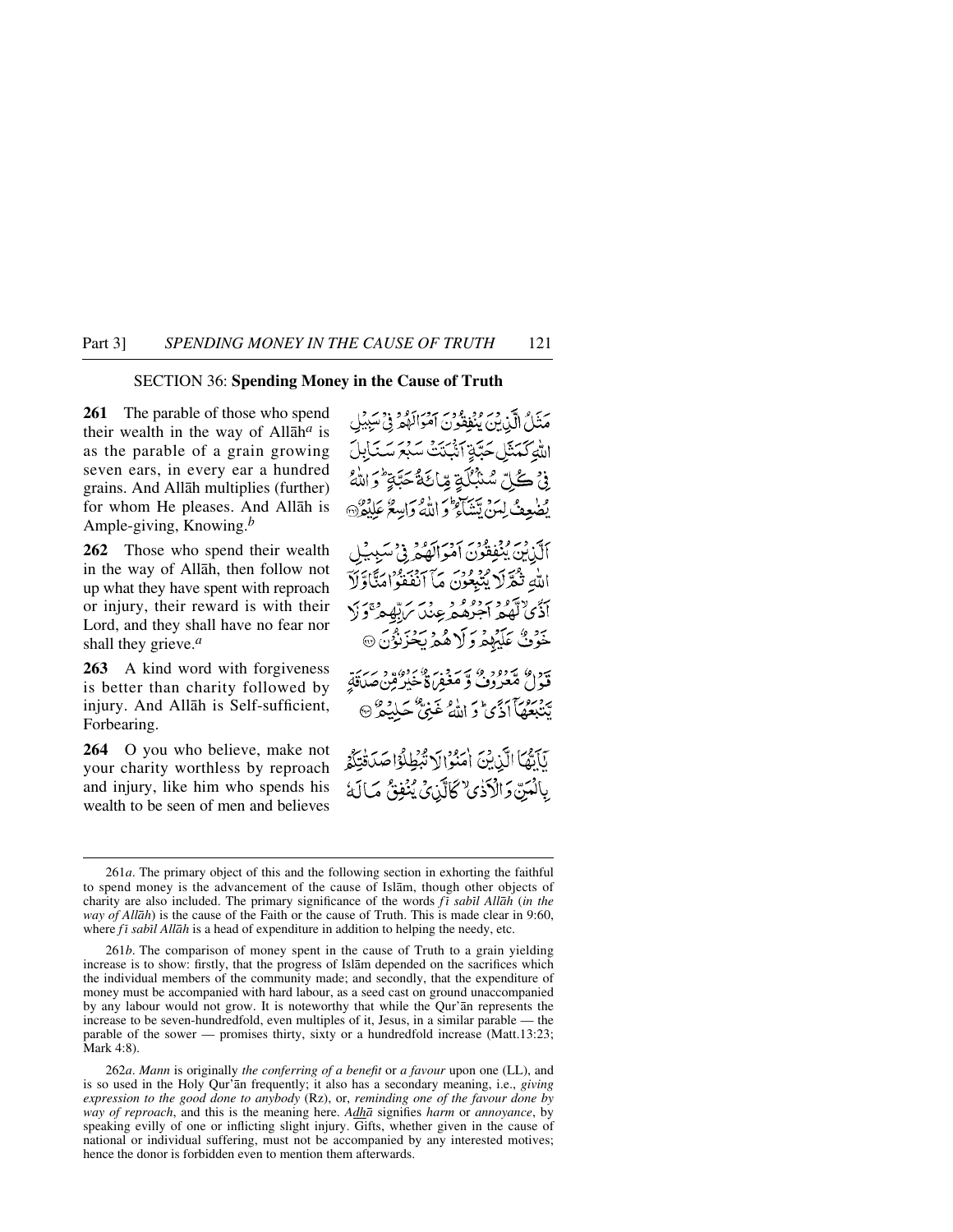## SECTION 36: **Spending Money in the Cause of Truth**

**261** The parable of those who spend their wealth in the way of Allāh[a] is as the parable of a grain growing seven ears, in every ear a hundred grains. And Allāh multiplies (further) for whom He pleases. And Allāh is Ample-giving, Knowing.[b]

مَثَلُ الَّذِيْنَ يُنْفِقُوْنَ اَمْوَالَهُمْ فِيْ سَبِيْلِ اللّٰهِ كَمَثَلِ حَبَّةٍ اَنْۢبَتَتْ سَبْعَ سَنَابِلَ فِيْ كُلِّ سُنْۢبُلَةٍ مِّائَةُ حَبَّةٍ ؕ وَ اللّٰهُ يُضٰعِفُ لِمَنْ يَّشَآءُ ؕ وَ اللّٰهُ وَاسِعٌ عَلِيْمٌ ۝

**262** Those who spend their wealth in the way of Allāh, then follow not up what they have spent with reproach or injury, their reward is with their Lord, and they shall have no fear nor shall they grieve.[a]

اَلَّذِيْنَ يُنْفِقُوْنَ اَمْوَالَهُمْ فِيْ سَبِيْلِ اللّٰهِ ثُمَّ لَا يُتْبِعُوْنَ مَآ اَنْفَقُوْا مَنًّا وَّ لَآ اَذًى ۙ لَّهُمْ اَجْرُهُمْ عِنْدَ رَبِّهِمْ ۚ وَ لَا خَوْفٌ عَلَيْهِمْ وَ لَا هُمْ يَحْزَنُوْنَ ۝

**263** A kind word with forgiveness is better than charity followed by injury. And Allāh is Self-sufficient, Forbearing.

قَوْلٌ مَّعْرُوْفٌ وَّ مَغْفِرَةٌ خَيْرٌ مِّنْ صَدَقَةٍ يَّتْبَعُهَآ اَذًى ؕ وَ اللّٰهُ غَنِيٌّ حَلِيْمٌ ۝

**264** O you who believe, make not your charity worthless by reproach and injury, like him who spends his wealth to be seen of men and believes

يٰۤاَيُّهَا الَّذِيْنَ اٰمَنُوْا لَا تُبْطِلُوْا صَدَقٰتِكُمْ بِالْمَنِّ وَ الْاَذٰى ۙ كَالَّذِيْ يُنْفِقُ مَالَهٗ

---

261*a*. The primary object of this and the following section in exhorting the faithful to spend money is the advancement of the cause of Islām, though other objects of charity are also included. The primary significance of the words *fī sabīl Allāh* (*in the way of Allāh*) is the cause of the Faith or the cause of Truth. This is made clear in 9:60, where *fī sabīl Allāh* is a head of expenditure in addition to helping the needy, etc.

261*b*. The comparison of money spent in the cause of Truth to a grain yielding increase is to show: firstly, that the progress of Islām depended on the sacrifices which the individual members of the community made; and secondly, that the expenditure of money must be accompanied with hard labour, as a seed cast on ground unaccompanied by any labour would not grow. It is noteworthy that while the Qur'ān represents the increase to be seven-hundredfold, even multiples of it, Jesus, in a similar parable — the parable of the sower — promises thirty, sixty or a hundredfold increase (Matt.13:23; Mark 4:8).

262*a*. *Mann* is originally *the conferring of a benefit* or *a favour* upon one (LL), and is so used in the Holy Qur'ān frequently; it also has a secondary meaning, i.e., *giving expression to the good done to anybody* (Rz), or, *reminding one of the favour done by way of reproach*, and this is the meaning here. *Adhā* signifies *harm* or *annoyance*, by speaking evilly of one or inflicting slight injury. Gifts, whether given in the cause of national or individual suffering, must not be accompanied by any interested motives; hence the donor is forbidden even to mention them afterwards.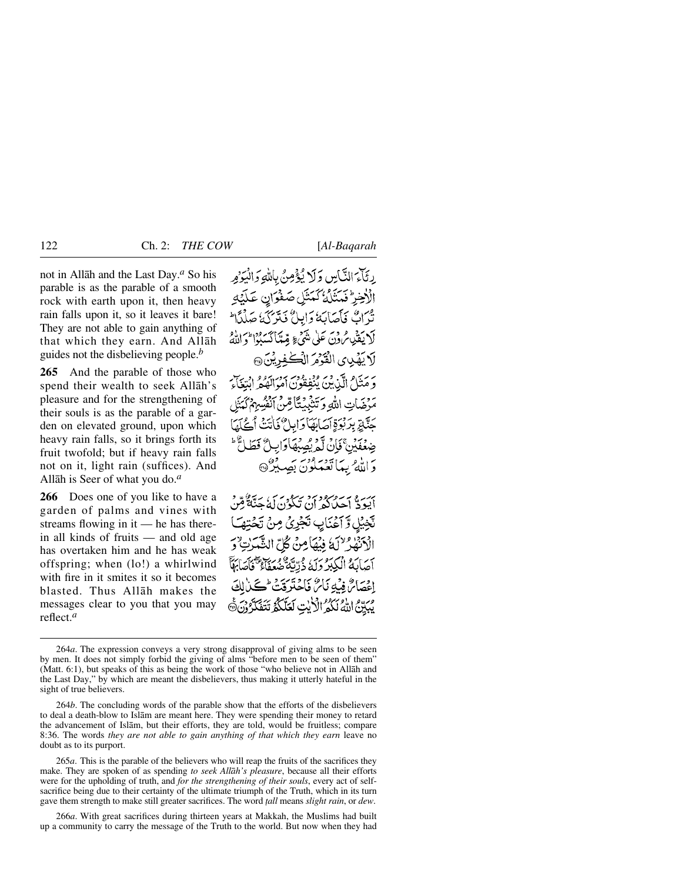not in Allāh and the Last Day.[a] So his parable is as the parable of a smooth rock with earth upon it, then heavy rain falls upon it, so it leaves it bare! They are not able to gain anything of that which they earn. And Allāh guides not the disbelieving people.[b]

رِئَآءَ النَّاسِ وَلَا يُؤْمِنُ بِاللّٰهِ وَالْيَوْمِ الْاٰخِرِ ؕ فَمَثَلُهٗ كَمَثَلِ صَفْوَانٍ عَلَيْهِ تُرَابٌ فَاَصَابَهٗ وَابِلٌ فَتَرَكَهٗ صَلْدًا ؕ لَا يَقْدِرُوْنَ عَلٰى شَیْءٍ مِّمَّا كَسَبُوْا ؕ وَاللّٰهُ لَا يَهْدِی الْقَوْمَ الْكٰفِرِيْنَ ﴿۲۶۴﴾

**265** And the parable of those who spend their wealth to seek Allāh's pleasure and for the strengthening of their souls is as the parable of a garden on elevated ground, upon which heavy rain falls, so it brings forth its fruit twofold; but if heavy rain falls not on it, light rain (suffices). And Allāh is Seer of what you do.[a]

وَمَثَلُ الَّذِيْنَ يُنْفِقُوْنَ اَمْوَالَهُمُ ابْتِغَآءَ مَرْضَاتِ اللّٰهِ وَتَثْبِيْتًا مِّنْ اَنْفُسِهِمْ كَمَثَلِ جَنَّةٍۭ بِرَبْوَةٍ اَصَابَهَا وَابِلٌ فَاٰتَتْ اُكُلَهَا ضِعْفَيْنِ ۚ فَاِنْ لَّمْ يُصِبْهَا وَابِلٌ فَطَلٌّ ؕ وَاللّٰهُ بِمَا تَعْمَلُوْنَ بَصِيْرٌ ﴿۲۶۵﴾

**266** Does one of you like to have a garden of palms and vines with streams flowing in it — he has therein all kinds of fruits — and old age has overtaken him and he has weak offspring; when (lo!) a whirlwind with fire in it smites it so it becomes blasted. Thus Allāh makes the messages clear to you that you may reflect.[a]

اَيَوَدُّ اَحَدُكُمْ اَنْ تَكُوْنَ لَهٗ جَنَّةٌ مِّنْ نَّخِيْلٍ وَّاَعْنَابٍ تَجْرِیْ مِنْ تَحْتِهَا الْاَنْهٰرُ ۙ لَهٗ فِيْهَا مِنْ كُلِّ الثَّمَرٰتِ ۙ وَاَصَابَهُ الْكِبَرُ وَلَهٗ ذُرِّيَّةٌ ضُعَفَآءُ ۖۚ فَاَصَابَهَآ اِعْصَارٌ فِيْهِ نَارٌ فَاحْتَرَقَتْ ؕ كَذٰلِكَ يُبَيِّنُ اللّٰهُ لَكُمُ الْاٰيٰتِ لَعَلَّكُمْ تَتَفَكَّرُوْنَ ﴿۲۶۶﴾

---

264*a*. The expression conveys a very strong disapproval of giving alms to be seen by men. It does not simply forbid the giving of alms "before men to be seen of them" (Matt. 6:1), but speaks of this as being the work of those "who believe not in Allāh and the Last Day," by which are meant the disbelievers, thus making it utterly hateful in the sight of true believers.

264*b*. The concluding words of the parable show that the efforts of the disbelievers to deal a death-blow to Islām are meant here. They were spending their money to retard the advancement of Islām, but their efforts, they are told, would be fruitless; compare 8:36. The words *they are not able to gain anything of that which they earn* leave no doubt as to its purport.

265*a*. This is the parable of the believers who will reap the fruits of the sacrifices they make. They are spoken of as spending *to seek Allāh's pleasure*, because all their efforts were for the upholding of truth, and *for the strengthening of their souls*, every act of self-sacrifice being due to their certainty of the ultimate triumph of the Truth, which in its turn gave them strength to make still greater sacrifices. The word *ṭall* means *slight rain*, or *dew*.

266*a*. With great sacrifices during thirteen years at Makkah, the Muslims had built up a community to carry the message of the Truth to the world. But now when they had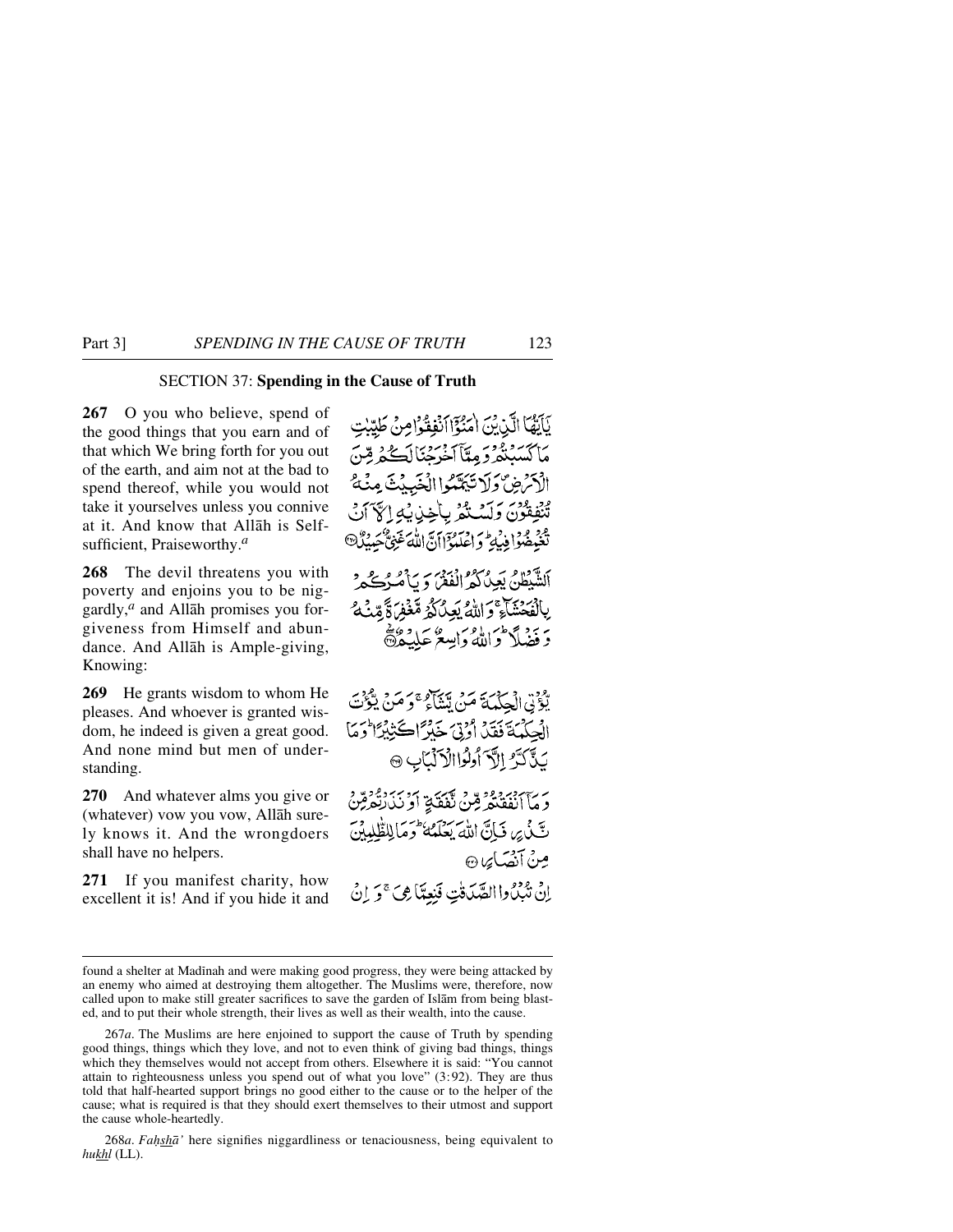## SECTION 37: **Spending in the Cause of Truth**

**267** O you who believe, spend of the good things that you earn and of that which We bring forth for you out of the earth, and aim not at the bad to spend thereof, while you would not take it yourselves unless you connive at it. And know that Allāh is Self-sufficient, Praiseworthy.[a]

يَاأَيُّهَا الَّذِينَ آمَنُوا أَنفِقُوا مِن طَيِّبَاتِ مَا كَسَبْتُمْ وَمِمَّا أَخْرَجْنَا لَكُم مِّنَ الْأَرْضِ ۖ وَلَا تَيَمَّمُوا الْخَبِيثَ مِنْهُ تُنفِقُونَ وَلَسْتُم بِآخِذِيهِ إِلَّا أَن تُغْمِضُوا فِيهِ ۚ وَاعْلَمُوا أَنَّ اللَّهَ غَنِيٌّ حَمِيدٌ ﴿٢٦٧﴾

**268** The devil threatens you with poverty and enjoins you to be niggardly,[a] and Allāh promises you forgiveness from Himself and abundance. And Allāh is Ample-giving, Knowing:

الشَّيْطَانُ يَعِدُكُمُ الْفَقْرَ وَيَأْمُرُكُم بِالْفَحْشَاءِ ۖ وَاللَّهُ يَعِدُكُم مَّغْفِرَةً مِّنْهُ وَفَضْلًا ۗ وَاللَّهُ وَاسِعٌ عَلِيمٌ ﴿٢٦٨﴾

**269** He grants wisdom to whom He pleases. And whoever is granted wisdom, he indeed is given a great good. And none mind but men of understanding.

يُؤْتِي الْحِكْمَةَ مَن يَشَاءُ ۚ وَمَن يُؤْتَ الْحِكْمَةَ فَقَدْ أُوتِيَ خَيْرًا كَثِيرًا ۗ وَمَا يَذَّكَّرُ إِلَّا أُولُو الْأَلْبَابِ ﴿٢٦٩﴾

**270** And whatever alms you give or (whatever) vow you vow, Allāh surely knows it. And the wrongdoers shall have no helpers.

وَمَا أَنفَقْتُم مِّن نَّفَقَةٍ أَوْ نَذَرْتُم مِّن نَّذْرٍ فَإِنَّ اللَّهَ يَعْلَمُهُ ۗ وَمَا لِلظَّالِمِينَ مِنْ أَنصَارٍ ﴿٢٧٠﴾

**271** If you manifest charity, how excellent it is! And if you hide it and

إِن تُبْدُوا الصَّدَقَاتِ فَنِعِمَّا هِيَ ۖ وَإِن

---

found a shelter at Madīnah and were making good progress, they were being attacked by an enemy who aimed at destroying them altogether. The Muslims were, therefore, now called upon to make still greater sacrifices to save the garden of Islām from being blasted, and to put their whole strength, their lives as well as their wealth, into the cause.

267*a*. The Muslims are here enjoined to support the cause of Truth by spending good things, things which they love, and not to even think of giving bad things, things which they themselves would not accept from others. Elsewhere it is said: "You cannot attain to righteousness unless you spend out of what you love" (3:92). They are thus told that half-hearted support brings no good either to the cause or to the helper of the cause; what is required is that they should exert themselves to their utmost and support the cause whole-heartedly.

268*a*. *Faḥshā'* here signifies niggardliness or tenaciousness, being equivalent to *bukhl* (LL).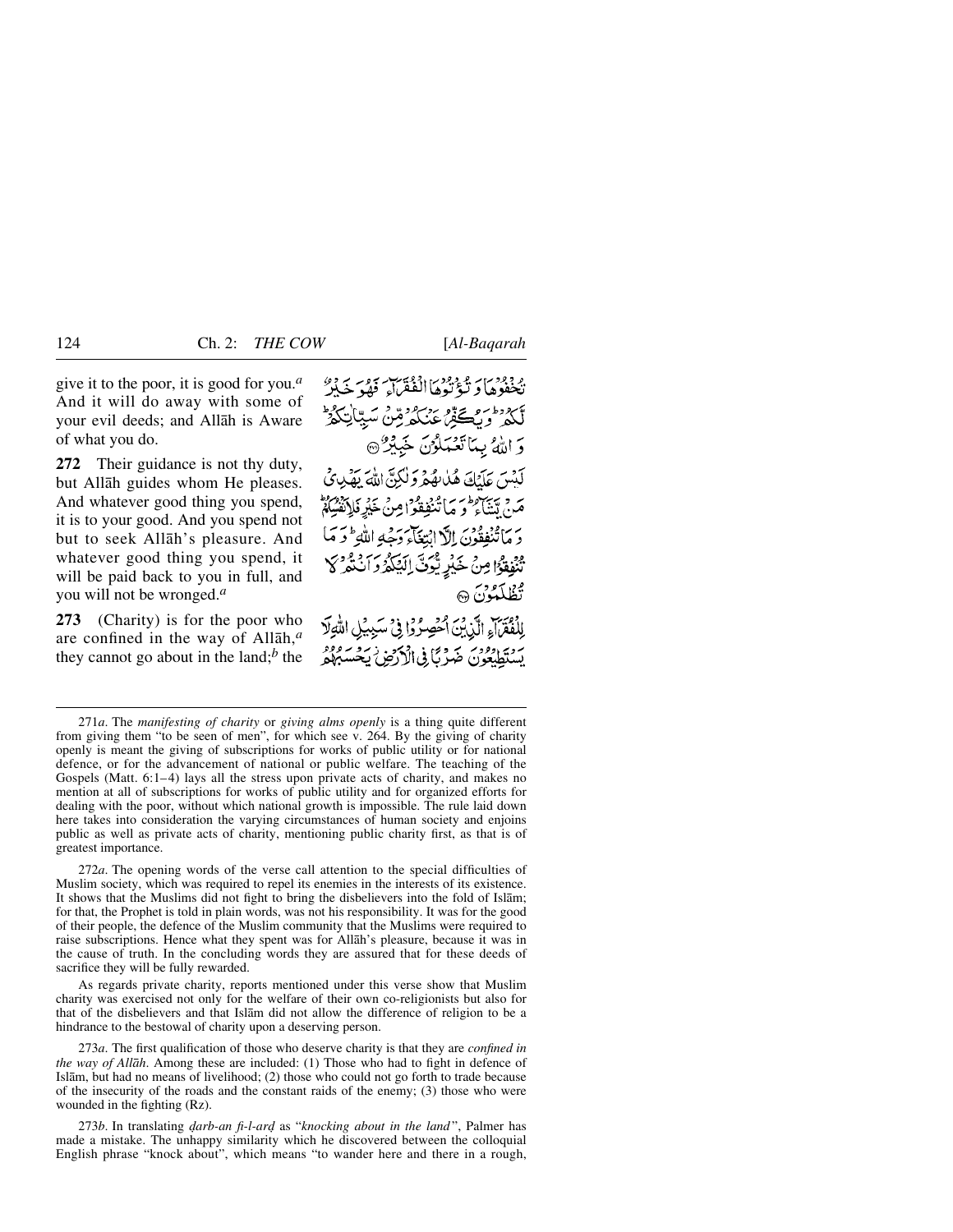give it to the poor, it is good for you.[a] And it will do away with some of your evil deeds; and Allāh is Aware of what you do.

تُخْفُوهَا وَتُؤْتُوهَا الْفُقَرَاءَ فَهُوَ خَيْرٌ لَّكُمْ ۚ وَيُكَفِّرُ عَنكُم مِّن سَيِّئَاتِكُمْ ۗ وَاللَّهُ بِمَا تَعْمَلُونَ خَبِيرٌ ﴿٢٧١﴾

**272** Their guidance is not thy duty, but Allāh guides whom He pleases. And whatever good thing you spend, it is to your good. And you spend not but to seek Allāh's pleasure. And whatever good thing you spend, it will be paid back to you in full, and you will not be wronged.[a]

لَّيْسَ عَلَيْكَ هُدَاهُمْ وَلَٰكِنَّ اللَّهَ يَهْدِي مَن يَشَاءُ ۗ وَمَا تُنفِقُوا مِنْ خَيْرٍ فَلِأَنفُسِكُمْ ۚ وَمَا تُنفِقُونَ إِلَّا ابْتِغَاءَ وَجْهِ اللَّهِ ۚ وَمَا تُنفِقُوا مِنْ خَيْرٍ يُوَفَّ إِلَيْكُمْ وَأَنتُمْ لَا تُظْلَمُونَ ﴿٢٧٢﴾

**273** (Charity) is for the poor who are confined in the way of Allāh,[a] they cannot go about in the land;[b] the

لِلْفُقَرَاءِ الَّذِينَ أُحْصِرُوا فِي سَبِيلِ اللَّهِ لَا يَسْتَطِيعُونَ ضَرْبًا فِي الْأَرْضِ يَحْسَبُهُمُ

---

271*a*. The *manifesting of charity* or *giving alms openly* is a thing quite different from giving them "to be seen of men", for which see v. 264. By the giving of charity openly is meant the giving of subscriptions for works of public utility or for national defence, or for the advancement of national or public welfare. The teaching of the Gospels (Matt. 6:1–4) lays all the stress upon private acts of charity, and makes no mention at all of subscriptions for works of public utility and for organized efforts for dealing with the poor, without which national growth is impossible. The rule laid down here takes into consideration the varying circumstances of human society and enjoins public as well as private acts of charity, mentioning public charity first, as that is of greatest importance.

272*a*. The opening words of the verse call attention to the special difficulties of Muslim society, which was required to repel its enemies in the interests of its existence. It shows that the Muslims did not fight to bring the disbelievers into the fold of Islām; for that, the Prophet is told in plain words, was not his responsibility. It was for the good of their people, the defence of the Muslim community that the Muslims were required to raise subscriptions. Hence what they spent was for Allāh's pleasure, because it was in the cause of truth. In the concluding words they are assured that for these deeds of sacrifice they will be fully rewarded.

As regards private charity, reports mentioned under this verse show that Muslim charity was exercised not only for the welfare of their own co-religionists but also for that of the disbelievers and that Islām did not allow the difference of religion to be a hindrance to the bestowal of charity upon a deserving person.

273*a*. The first qualification of those who deserve charity is that they are *confined in the way of Allāh*. Among these are included: (1) Those who had to fight in defence of Islām, but had no means of livelihood; (2) those who could not go forth to trade because of the insecurity of the roads and the constant raids of the enemy; (3) those who were wounded in the fighting (Rz).

273*b*. In translating *ḍarb-an fi-l-arḍ* as "*knocking about in the land*", Palmer has made a mistake. The unhappy similarity which he discovered between the colloquial English phrase "knock about", which means "to wander here and there in a rough,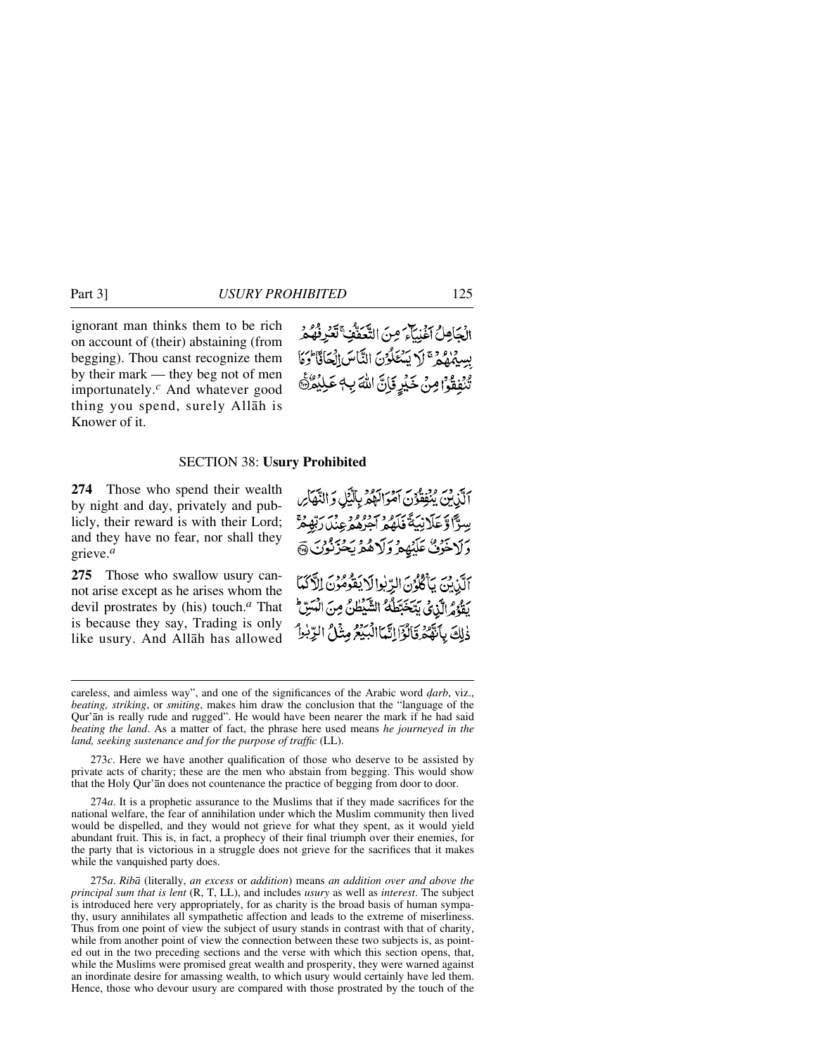ignorant man thinks them to be rich on account of (their) abstaining (from begging). Thou canst recognize them by their mark — they beg not of men importunately.[c] And whatever good thing you spend, surely Allāh is Knower of it.

الْجَاهِلُ أَغْنِيَاءَ مِنَ التَّعَفُّفِ ۚ تَعْرِفُهُم بِسِيمَاهُمْ لَا يَسْأَلُونَ النَّاسَ إِلْحَافًا ۗ وَمَا تُنفِقُوا مِنْ خَيْرٍ فَإِنَّ اللَّهَ بِهِ عَلِيمٌ

## SECTION 38: Usury Prohibited

**274** Those who spend their wealth by night and day, privately and publicly, their reward is with their Lord; and they have no fear, nor shall they grieve.[a]

الَّذِينَ يُنفِقُونَ أَمْوَالَهُم بِاللَّيْلِ وَالنَّهَارِ سِرًّا وَعَلَانِيَةً فَلَهُمْ أَجْرُهُمْ عِندَ رَبِّهِمْ وَلَا خَوْفٌ عَلَيْهِمْ وَلَا هُمْ يَحْزَنُونَ

**275** Those who swallow usury cannot arise except as he arises whom the devil prostrates by (his) touch.[a] That is because they say, Trading is only like usury. And Allāh has allowed

الَّذِينَ يَأْكُلُونَ الرِّبَا لَا يَقُومُونَ إِلَّا كَمَا يَقُومُ الَّذِي يَتَخَبَّطُهُ الشَّيْطَانُ مِنَ الْمَسِّ ۚ ذَٰلِكَ بِأَنَّهُمْ قَالُوا إِنَّمَا الْبَيْعُ مِثْلُ الرِّبَا ۗ

---

careless, and aimless way", and one of the significances of the Arabic word *ḍarb*, viz., *beating, striking*, or *smiting*, makes him draw the conclusion that the "language of the Qur'ān is really rude and rugged". He would have been nearer the mark if he had said *beating the land*. As a matter of fact, the phrase here used means *he journeyed in the land, seeking sustenance and for the purpose of traffic* (LL).

273*c*. Here we have another qualification of those who deserve to be assisted by private acts of charity; these are the men who abstain from begging. This would show that the Holy Qur'ān does not countenance the practice of begging from door to door.

274*a*. It is a prophetic assurance to the Muslims that if they made sacrifices for the national welfare, the fear of annihilation under which the Muslim community then lived would be dispelled, and they would not grieve for what they spent, as it would yield abundant fruit. This is, in fact, a prophecy of their final triumph over their enemies, for the party that is victorious in a struggle does not grieve for the sacrifices that it makes while the vanquished party does.

275*a*. *Ribā* (literally, *an excess* or *addition*) means *an addition over and above the principal sum that is lent* (R, T, LL), and includes *usury* as well as *interest*. The subject is introduced here very appropriately, for as charity is the broad basis of human sympathy, usury annihilates all sympathetic affection and leads to the extreme of miserliness. Thus from one point of view the subject of usury stands in contrast with that of charity, while from another point of view the connection between these two subjects is, as pointed out in the two preceding sections and the verse with which this section opens, that, while the Muslims were promised great wealth and prosperity, they were warned against an inordinate desire for amassing wealth, to which usury would certainly have led them. Hence, those who devour usury are compared with those prostrated by the touch of the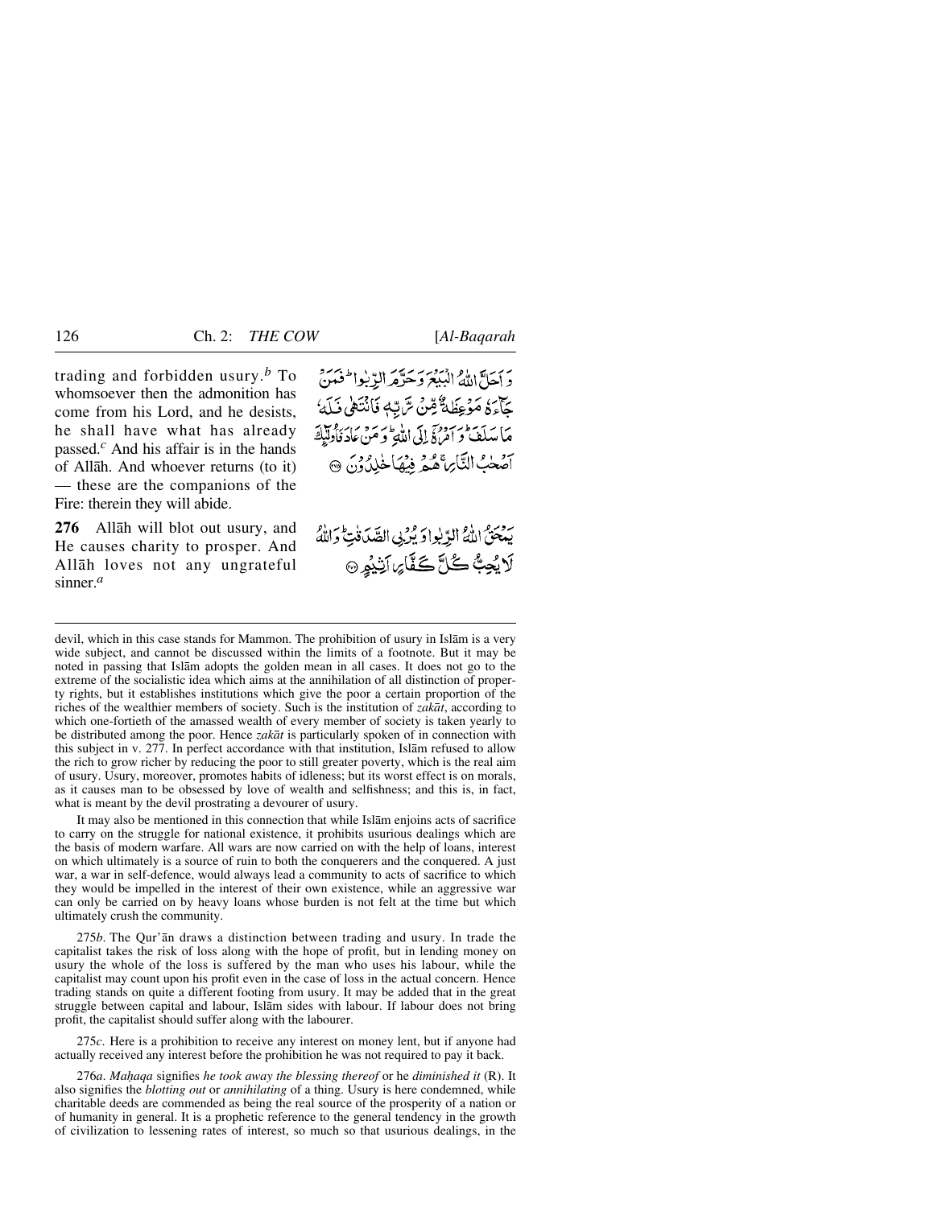trading and forbidden usury.[b] To whomsoever then the admonition has come from his Lord, and he desists, he shall have what has already passed.[c] And his affair is in the hands of Allāh. And whoever returns (to it) — these are the companions of the Fire: therein they will abide.

وَ اَحَلَّ اللّٰهُ الْبَيْعَ وَحَرَّمَ الرِّبٰوا ؕ فَمَنْ جَآءَهٗ مَوْعِظَةٌ مِّنْ رَّبِّهٖ فَانْتَهٰى فَلَهٗ مَا سَلَفَ ؕ وَ اَمْرُهٗۤ اِلَى اللّٰهِ ؕ وَ مَنْ عَادَ فَاُولٰٓئِكَ اَصْحٰبُ النَّارِ ۚ هُمْ فِيْهَا خٰلِدُوْنَ ﴿۲۷۵﴾

**276** Allāh will blot out usury, and He causes charity to prosper. And Allāh loves not any ungrateful sinner.[a]

يَمْحَقُ اللّٰهُ الرِّبٰوا وَ يُرْبِي الصَّدَقٰتِ ؕ وَ اللّٰهُ لَا يُحِبُّ كُلَّ كَفَّارٍ اَثِيْمٍ ﴿۲۷۶﴾

---

devil, which in this case stands for Mammon. The prohibition of usury in Islām is a very wide subject, and cannot be discussed within the limits of a footnote. But it may be noted in passing that Islām adopts the golden mean in all cases. It does not go to the extreme of the socialistic idea which aims at the annihilation of all distinction of property rights, but it establishes institutions which give the poor a certain proportion of the riches of the wealthier members of society. Such is the institution of *zakāt*, according to which one-fortieth of the amassed wealth of every member of society is taken yearly to be distributed among the poor. Hence *zakāt* is particularly spoken of in connection with this subject in v. 277. In perfect accordance with that institution, Islām refused to allow the rich to grow richer by reducing the poor to still greater poverty, which is the real aim of usury. Usury, moreover, promotes habits of idleness; but its worst effect is on morals, as it causes man to be obsessed by love of wealth and selfishness; and this is, in fact, what is meant by the devil prostrating a devourer of usury.

It may also be mentioned in this connection that while Islām enjoins acts of sacrifice to carry on the struggle for national existence, it prohibits usurious dealings which are the basis of modern warfare. All wars are now carried on with the help of loans, interest on which ultimately is a source of ruin to both the conquerers and the conquered. A just war, a war in self-defence, would always lead a community to acts of sacrifice to which they would be impelled in the interest of their own existence, while an aggressive war can only be carried on by heavy loans whose burden is not felt at the time but which ultimately crush the community.

275*b*. The Qur'ān draws a distinction between trading and usury. In trade the capitalist takes the risk of loss along with the hope of profit, but in lending money on usury the whole of the loss is suffered by the man who uses his labour, while the capitalist may count upon his profit even in the case of loss in the actual concern. Hence trading stands on quite a different footing from usury. It may be added that in the great struggle between capital and labour, Islām sides with labour. If labour does not bring profit, the capitalist should suffer along with the labourer.

275*c*. Here is a prohibition to receive any interest on money lent, but if anyone had actually received any interest before the prohibition he was not required to pay it back.

276*a*. *Maḥaqa* signifies *he took away the blessing thereof* or he *diminished it* (R). It also signifies the *blotting out* or *annihilating* of a thing. Usury is here condemned, while charitable deeds are commended as being the real source of the prosperity of a nation or of humanity in general. It is a prophetic reference to the general tendency in the growth of civilization to lessening rates of interest, so much so that usurious dealings, in the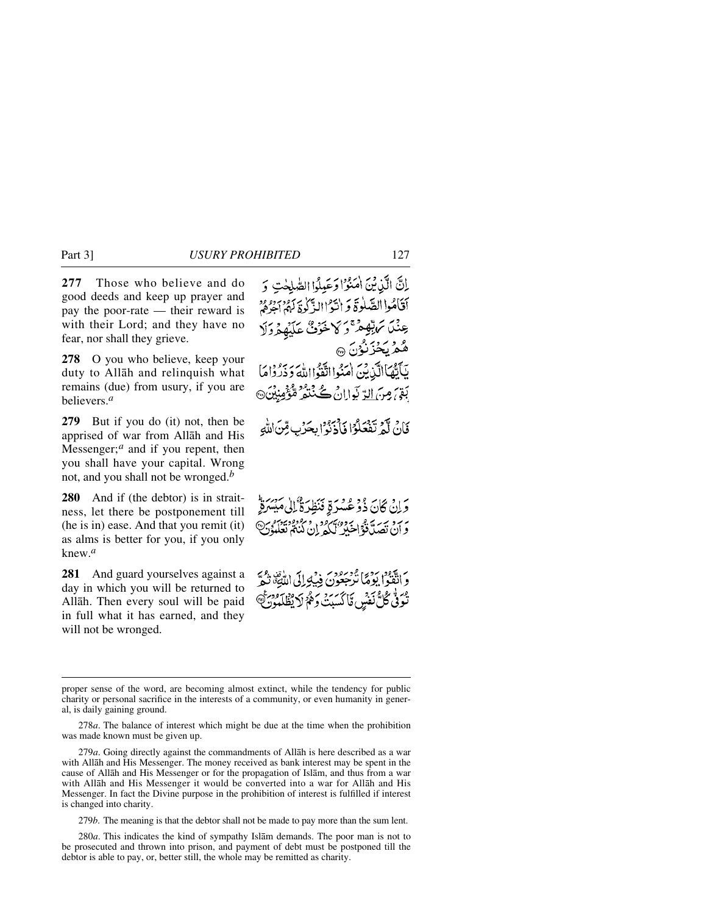**277** Those who believe and do good deeds and keep up prayer and pay the poor-rate — their reward is with their Lord; and they have no fear, nor shall they grieve.

إِنَّ الَّذِينَ آمَنُوا وَعَمِلُوا الصَّالِحَاتِ وَأَقَامُوا الصَّلَاةَ وَآتَوُا الزَّكَاةَ لَهُمْ أَجْرُهُمْ عِندَ رَبِّهِمْ وَلَا خَوْفٌ عَلَيْهِمْ وَلَا هُمْ يَحْزَنُونَ ﴿٢٧٧﴾

**278** O you who believe, keep your duty to Allāh and relinquish what remains (due) from usury, if you are believers.[a]

يَا أَيُّهَا الَّذِينَ آمَنُوا اتَّقُوا اللَّهَ وَذَرُوا مَا بَقِيَ مِنَ الرِّبَا إِن كُنتُم مُّؤْمِنِينَ ﴿٢٧٨﴾

**279** But if you do (it) not, then be apprised of war from Allāh and His Messenger;[a] and if you repent, then you shall have your capital. Wrong not, and you shall not be wronged.[b]

فَإِن لَّمْ تَفْعَلُوا فَأْذَنُوا بِحَرْبٍ مِّنَ اللَّهِ

**280** And if (the debtor) is in straitness, let there be postponement till (he is in) ease. And that you remit (it) as alms is better for you, if you only knew.[a]

وَإِن كَانَ ذُو عُسْرَةٍ فَنَظِرَةٌ إِلَىٰ مَيْسَرَةٍ ۚ وَأَن تَصَدَّقُوا خَيْرٌ لَّكُمْ ۖ إِن كُنتُمْ تَعْلَمُونَ ﴿٢٨٠﴾

**281** And guard yourselves against a day in which you will be returned to Allāh. Then every soul will be paid in full what it has earned, and they will not be wronged.

وَاتَّقُوا يَوْمًا تُرْجَعُونَ فِيهِ إِلَى اللَّهِ ۖ ثُمَّ تُوَفَّىٰ كُلُّ نَفْسٍ مَّا كَسَبَتْ وَهُمْ لَا يُظْلَمُونَ ﴿٢٨١﴾

---

proper sense of the word, are becoming almost extinct, while the tendency for public charity or personal sacrifice in the interests of a community, or even humanity in general, is daily gaining ground.

278*a*. The balance of interest which might be due at the time when the prohibition was made known must be given up.

279*a*. Going directly against the commandments of Allāh is here described as a war with Allāh and His Messenger. The money received as bank interest may be spent in the cause of Allāh and His Messenger or for the propagation of Islām, and thus from a war with Allāh and His Messenger it would be converted into a war for Allāh and His Messenger. In fact the Divine purpose in the prohibition of interest is fulfilled if interest is changed into charity.

279*b*. The meaning is that the debtor shall not be made to pay more than the sum lent.

280*a*. This indicates the kind of sympathy Islām demands. The poor man is not to be prosecuted and thrown into prison, and payment of debt must be postponed till the debtor is able to pay, or, better still, the whole may be remitted as charity.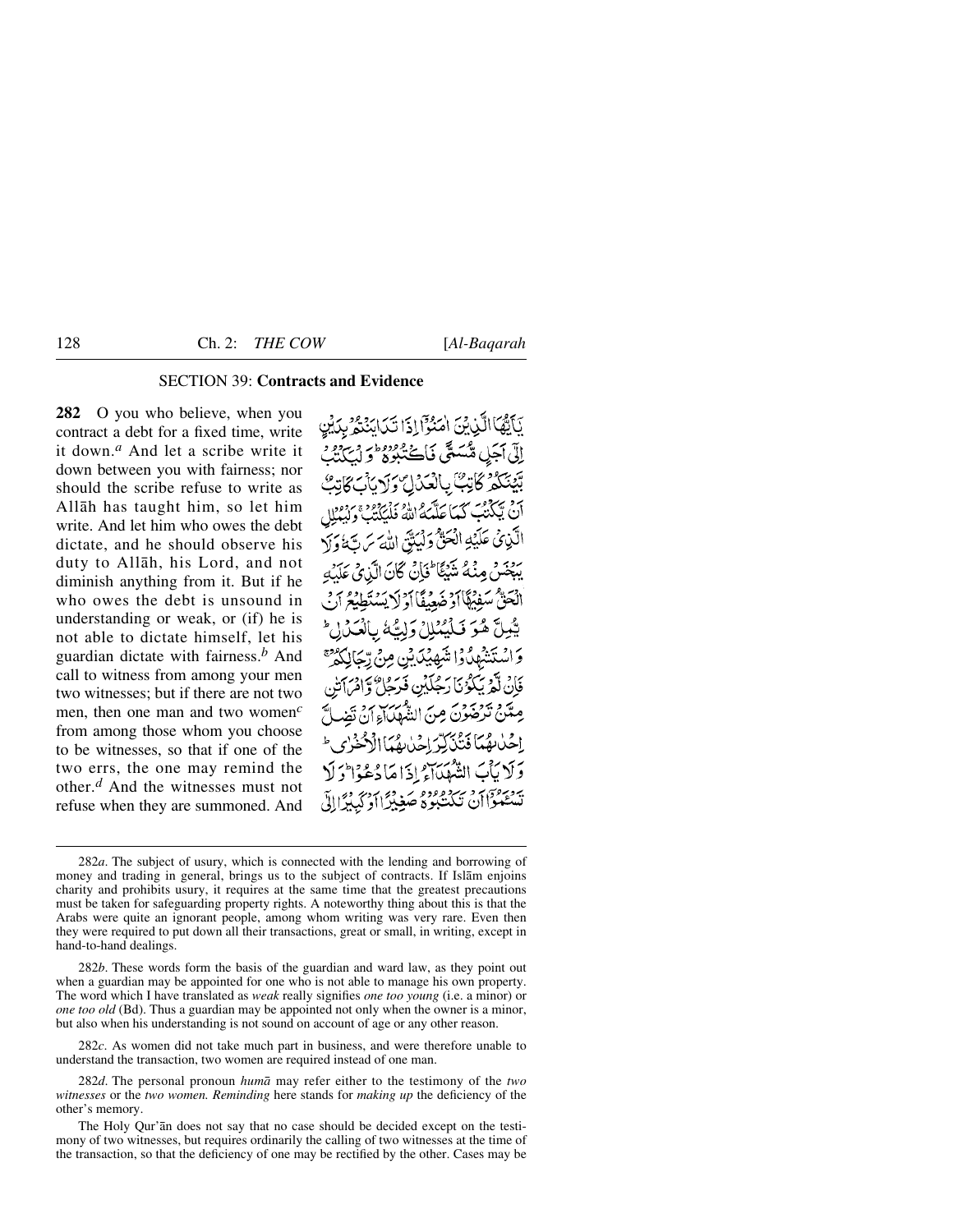## SECTION 39: **Contracts and Evidence**

**282** O you who believe, when you contract a debt for a fixed time, write it down.[a] And let a scribe write it down between you with fairness; nor should the scribe refuse to write as Allāh has taught him, so let him write. And let him who owes the debt dictate, and he should observe his duty to Allāh, his Lord, and not diminish anything from it. But if he who owes the debt is unsound in understanding or weak, or (if) he is not able to dictate himself, let his guardian dictate with fairness.[b] And call to witness from among your men two witnesses; but if there are not two men, then one man and two women[c] from among those whom you choose to be witnesses, so that if one of the two errs, the one may remind the other.[d] And the witnesses must not refuse when they are summoned. And

يَٰٓأَيُّهَا ٱلَّذِينَ ءَامَنُوٓاْ إِذَا تَدَايَنتُم بِدَيْنٍ إِلَىٰٓ أَجَلٍ مُّسَمًّى فَٱكْتُبُوهُ ۚ وَلْيَكْتُب بَّيْنَكُمْ كَاتِبٌۢ بِٱلْعَدْلِ ۚ وَلَا يَأْبَ كَاتِبٌ أَن يَكْتُبَ كَمَا عَلَّمَهُ ٱللَّهُ ۚ فَلْيَكْتُبْ وَلْيُمْلِلِ ٱلَّذِى عَلَيْهِ ٱلْحَقُّ وَلْيَتَّقِ ٱللَّهَ رَبَّهُۥ وَلَا يَبْخَسْ مِنْهُ شَيْـًٔا ۚ فَإِن كَانَ ٱلَّذِى عَلَيْهِ ٱلْحَقُّ سَفِيهًا أَوْ ضَعِيفًا أَوْ لَا يَسْتَطِيعُ أَن يُمِلَّ هُوَ فَلْيُمْلِلْ وَلِيُّهُۥ بِٱلْعَدْلِ ۚ وَٱسْتَشْهِدُواْ شَهِيدَيْنِ مِن رِّجَالِكُمْ ۖ فَإِن لَّمْ يَكُونَا رَجُلَيْنِ فَرَجُلٌ وَٱمْرَأَتَانِ مِمَّن تَرْضَوْنَ مِنَ ٱلشُّهَدَآءِ أَن تَضِلَّ إِحْدَىٰهُمَا فَتُذَكِّرَ إِحْدَىٰهُمَا ٱلْأُخْرَىٰ ۚ وَلَا يَأْبَ ٱلشُّهَدَآءُ إِذَا مَا دُعُواْ ۚ وَلَا تَسْـَٔمُوٓاْ أَن تَكْتُبُوهُ صَغِيرًا أَوْ كَبِيرًا إِلَىٰٓ

---

282*a*. The subject of usury, which is connected with the lending and borrowing of money and trading in general, brings us to the subject of contracts. If Islām enjoins charity and prohibits usury, it requires at the same time that the greatest precautions must be taken for safeguarding property rights. A noteworthy thing about this is that the Arabs were quite an ignorant people, among whom writing was very rare. Even then they were required to put down all their transactions, great or small, in writing, except in hand-to-hand dealings.

282*b*. These words form the basis of the guardian and ward law, as they point out when a guardian may be appointed for one who is not able to manage his own property. The word which I have translated as *weak* really signifies *one too young* (i.e. a minor) or *one too old* (Bd). Thus a guardian may be appointed not only when the owner is a minor, but also when his understanding is not sound on account of age or any other reason.

282*c*. As women did not take much part in business, and were therefore unable to understand the transaction, two women are required instead of one man.

282*d*. The personal pronoun *humā* may refer either to the testimony of the *two witnesses* or the *two women. Reminding* here stands for *making up* the deficiency of the other's memory.

The Holy Qur'ān does not say that no case should be decided except on the testimony of two witnesses, but requires ordinarily the calling of two witnesses at the time of the transaction, so that the deficiency of one may be rectified by the other. Cases may be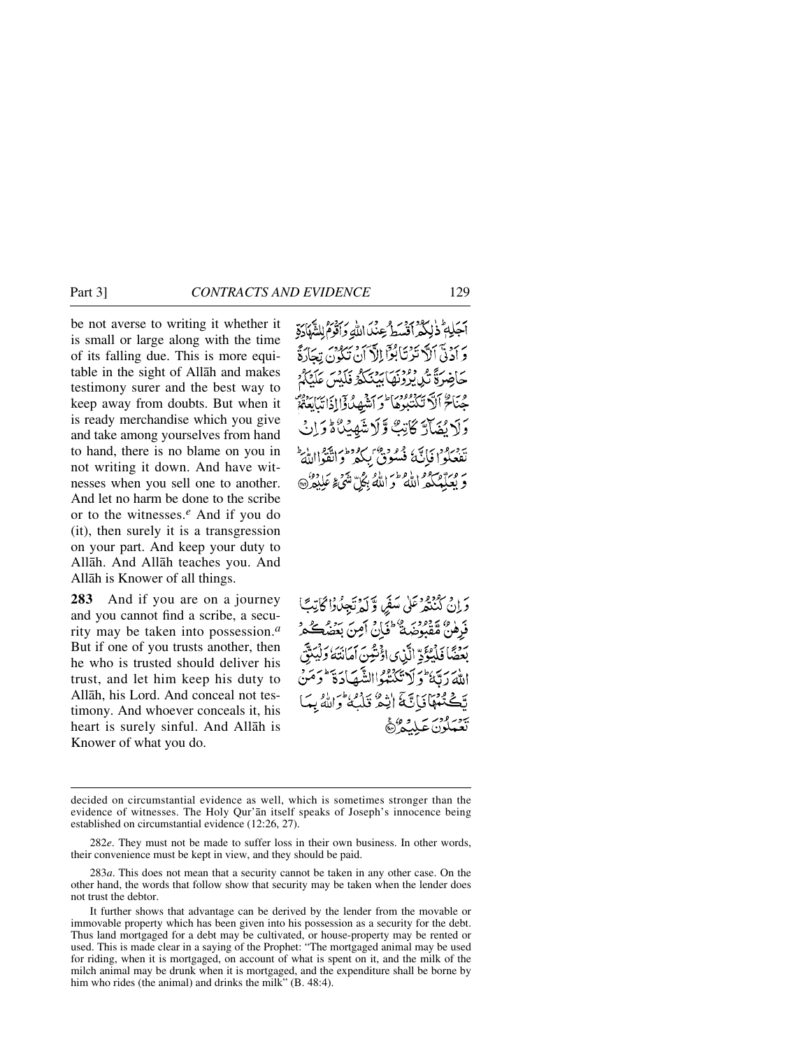be not averse to writing it whether it is small or large along with the time of its falling due. This is more equitable in the sight of Allāh and makes testimony surer and the best way to keep away from doubts. But when it is ready merchandise which you give and take among yourselves from hand to hand, there is no blame on you in not writing it down. And have witnesses when you sell one to another. And let no harm be done to the scribe or to the witnesses.[e] And if you do (it), then surely it is a transgression on your part. And keep your duty to Allāh. And Allāh teaches you. And Allāh is Knower of all things.

أَجَلِهِ ۚ ذَٰلِكُمْ أَقْسَطُ عِندَ اللَّهِ وَأَقْوَمُ لِلشَّهَادَةِ وَأَدْنَىٰ أَلَّا تَرْتَابُوا ۖ إِلَّا أَن تَكُونَ تِجَارَةً حَاضِرَةً تُدِيرُونَهَا بَيْنَكُمْ فَلَيْسَ عَلَيْكُمْ جُنَاحٌ أَلَّا تَكْتُبُوهَا ۗ وَأَشْهِدُوا إِذَا تَبَايَعْتُمْ ۚ وَلَا يُضَارَّ كَاتِبٌ وَلَا شَهِيدٌ ۚ وَإِن تَفْعَلُوا فَإِنَّهُ فُسُوقٌ بِكُمْ ۗ وَاتَّقُوا اللَّهَ ۖ وَيُعَلِّمُكُمُ اللَّهُ ۗ وَاللَّهُ بِكُلِّ شَيْءٍ عَلِيمٌ ۝٢٨٢

**283** And if you are on a journey and you cannot find a scribe, a security may be taken into possession.[a] But if one of you trusts another, then he who is trusted should deliver his trust, and let him keep his duty to Allāh, his Lord. And conceal not testimony. And whoever conceals it, his heart is surely sinful. And Allāh is Knower of what you do.

وَإِن كُنتُمْ عَلَىٰ سَفَرٍ وَلَمْ تَجِدُوا كَاتِبًا فَرِهَانٌ مَّقْبُوضَةٌ ۖ فَإِنْ أَمِنَ بَعْضُكُم بَعْضًا فَلْيُؤَدِّ الَّذِي اؤْتُمِنَ أَمَانَتَهُ وَلْيَتَّقِ اللَّهَ رَبَّهُ ۗ وَلَا تَكْتُمُوا الشَّهَادَةَ ۚ وَمَن يَكْتُمْهَا فَإِنَّهُ آثِمٌ قَلْبُهُ ۗ وَاللَّهُ بِمَا تَعْمَلُونَ عَلِيمٌ ۝٢٨٣

---

decided on circumstantial evidence as well, which is sometimes stronger than the evidence of witnesses. The Holy Qur'ān itself speaks of Joseph's innocence being established on circumstantial evidence (12:26, 27).

282*e*. They must not be made to suffer loss in their own business. In other words, their convenience must be kept in view, and they should be paid.

283*a*. This does not mean that a security cannot be taken in any other case. On the other hand, the words that follow show that security may be taken when the lender does not trust the debtor.

It further shows that advantage can be derived by the lender from the movable or immovable property which has been given into his possession as a security for the debt. Thus land mortgaged for a debt may be cultivated, or house-property may be rented or used. This is made clear in a saying of the Prophet: "The mortgaged animal may be used for riding, when it is mortgaged, on account of what is spent on it, and the milk of the milch animal may be drunk when it is mortgaged, and the expenditure shall be borne by him who rides (the animal) and drinks the milk" (B. 48:4).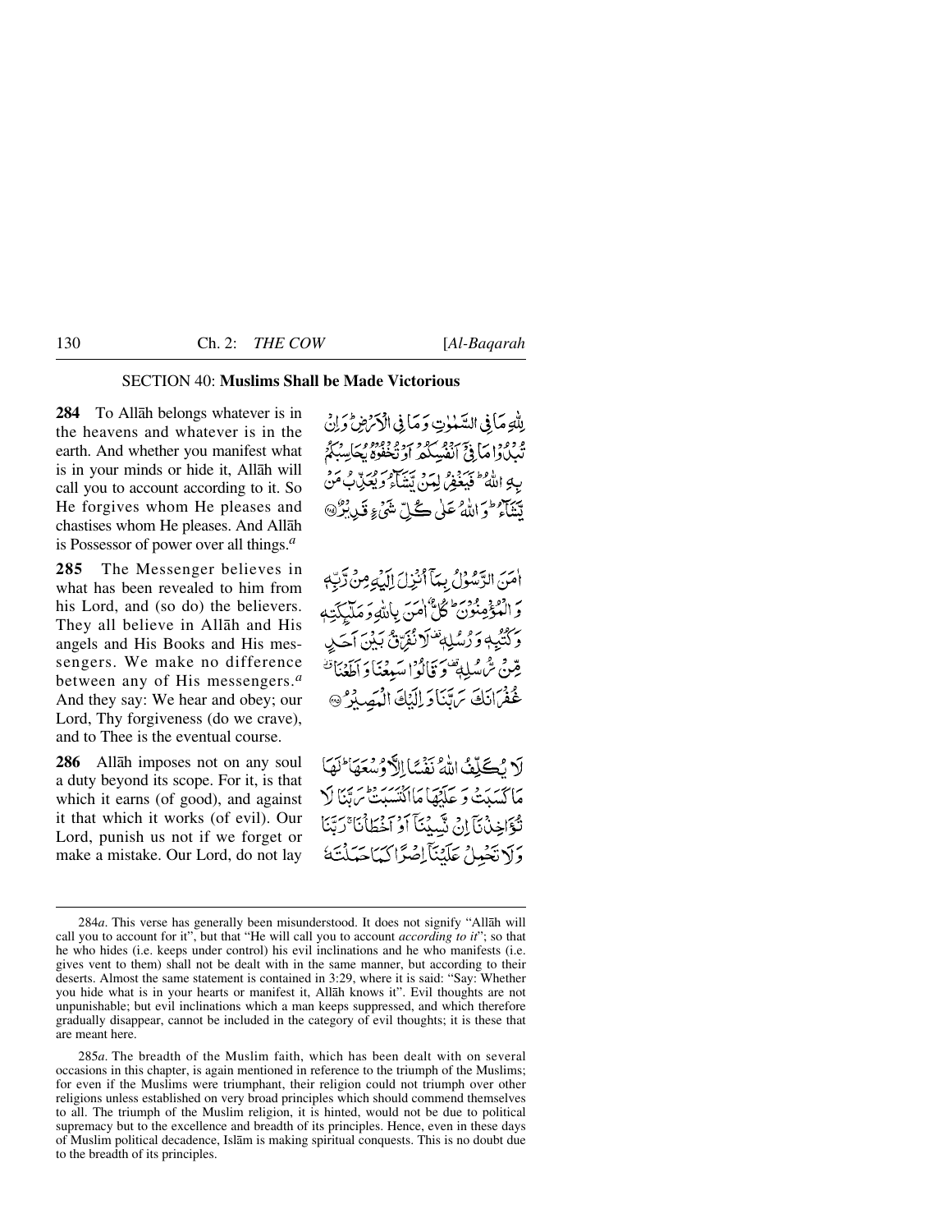## SECTION 40: **Muslims Shall be Made Victorious**

**284** To Allāh belongs whatever is in the heavens and whatever is in the earth. And whether you manifest what is in your minds or hide it, Allāh will call you to account according to it. So He forgives whom He pleases and chastises whom He pleases. And Allāh is Possessor of power over all things.[a]

لِلّٰهِ مَا فِي السَّمٰوٰتِ وَمَا فِي الْاَرْضِ ؕ وَاِنْ تُبْدُوْا مَا فِيْۤ اَنْفُسِكُمْ اَوْ تُخْفُوْهُ يُحَاسِبْكُمْ بِهِ اللّٰهُ ؕ فَيَغْفِرُ لِمَنْ يَّشَآءُ وَيُعَذِّبُ مَنْ يَّشَآءُ ؕ وَاللّٰهُ عَلٰى كُلِّ شَيْءٍ قَدِيْرٌ ۝

**285** The Messenger believes in what has been revealed to him from his Lord, and (so do) the believers. They all believe in Allāh and His angels and His Books and His messengers. We make no difference between any of His messengers.[a] And they say: We hear and obey; our Lord, Thy forgiveness (do we crave), and to Thee is the eventual course.

اٰمَنَ الرَّسُوْلُ بِمَاۤ اُنْزِلَ اِلَيْهِ مِنْ رَّبِّهٖ وَالْمُؤْمِنُوْنَ ؕ كُلٌّ اٰمَنَ بِاللّٰهِ وَمَلٰٓئِكَتِهٖ وَكُتُبِهٖ وَرُسُلِهٖ ۟ لَا نُفَرِّقُ بَيْنَ اَحَدٍ مِّنْ رُّسُلِهٖ ۟ وَقَالُوْا سَمِعْنَا وَاَطَعْنَا ٭ غُفْرَانَكَ رَبَّنَا وَاِلَيْكَ الْمَصِيْرُ ۝

**286** Allāh imposes not on any soul a duty beyond its scope. For it, is that which it earns (of good), and against it that which it works (of evil). Our Lord, punish us not if we forget or make a mistake. Our Lord, do not lay

لَا يُكَلِّفُ اللّٰهُ نَفْسًا اِلَّا وُسْعَهَا ؕ لَهَا مَا كَسَبَتْ وَعَلَيْهَا مَا اكْتَسَبَتْ ؕ رَبَّنَا لَا تُؤَاخِذْنَاۤ اِنْ نَّسِيْنَاۤ اَوْ اَخْطَاْنَا ۚ رَبَّنَا وَلَا تَحْمِلْ عَلَيْنَاۤ اِصْرًا كَمَا حَمَلْتَهٗ

---

284*a*. This verse has generally been misunderstood. It does not signify "Allāh will call you to account for it", but that "He will call you to account *according to it*"; so that he who hides (i.e. keeps under control) his evil inclinations and he who manifests (i.e. gives vent to them) shall not be dealt with in the same manner, but according to their deserts. Almost the same statement is contained in 3:29, where it is said: "Say: Whether you hide what is in your hearts or manifest it, Allāh knows it". Evil thoughts are not unpunishable; but evil inclinations which a man keeps suppressed, and which therefore gradually disappear, cannot be included in the category of evil thoughts; it is these that are meant here.

285*a*. The breadth of the Muslim faith, which has been dealt with on several occasions in this chapter, is again mentioned in reference to the triumph of the Muslims; for even if the Muslims were triumphant, their religion could not triumph over other religions unless established on very broad principles which should commend themselves to all. The triumph of the Muslim religion, it is hinted, would not be due to political supremacy but to the excellence and breadth of its principles. Hence, even in these days of Muslim political decadence, Islām is making spiritual conquests. This is no doubt due to the breadth of its principles.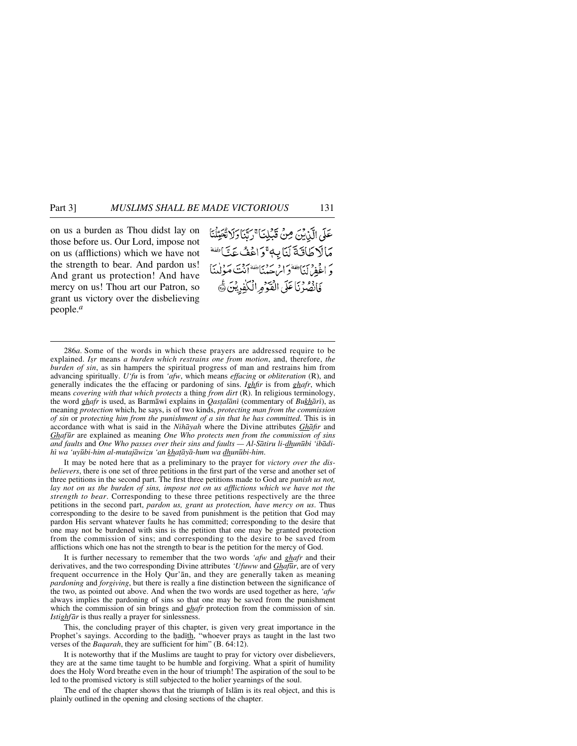on us a burden as Thou didst lay on those before us. Our Lord, impose not on us (afflictions) which we have not the strength to bear. And pardon us! And grant us protection! And have mercy on us! Thou art our Patron, so grant us victory over the disbelieving people.[a]

عَلَى الَّذِيْنَ مِنْ قَبْلِنَا ۚ رَبَّنَا وَلَا تُحَمِّلْنَا مَا لَا طَاقَةَ لَنَا بِهٖ ۚ وَاعْفُ عَنَّا ۗ وَاغْفِرْ لَنَا ۗ وَارْحَمْنَا ۗ اَنْتَ مَوْلٰىنَا فَانْصُرْنَا عَلَى الْقَوْمِ الْكٰفِرِيْنَ ﴿۲۸۶﴾

---

286*a*. Some of the words in which these prayers are addressed require to be explained. *Iṣr* means *a burden which restrains one from motion*, and, therefore, *the burden of sin*, as sin hampers the spiritual progress of man and restrains him from advancing spiritually. *U'fu* is from *'afw*, which means *effacing* or *obliteration* (R), and generally indicates the the effacing or pardoning of sins. *Ighfir* is from *ghafr*, which means *covering with that which protects* a thing *from dirt* (R). In religious terminology, the word *ghafr* is used, as Barmāwī explains in *Qasṭalānī* (commentary of *Bukhārī*), as meaning *protection* which, he says, is of two kinds, *protecting man from the commission of sin* or *protecting him from the punishment of a sin that he has committed*. This is in accordance with what is said in the *Nihāyah* where the Divine attributes *Ghāfir* and *Ghafūr* are explained as meaning *One Who protects men from the commission of sins and faults* and *One Who passes over their sins and faults — Al-Sātiru li-dhunūbi 'ibādi-hī wa 'uyūbi-him al-mutajāwizu 'an khaṭāyā-hum wa dhunūbi-him*.

It may be noted here that as a preliminary to the prayer for *victory over the disbelievers*, there is one set of three petitions in the first part of the verse and another set of three petitions in the second part. The first three petitions made to God are *punish us not, lay not on us the burden of sins, impose not on us afflictions which we have not the strength to bear*. Corresponding to these three petitions respectively are the three petitions in the second part, *pardon us, grant us protection, have mercy on us*. Thus corresponding to the desire to be saved from punishment is the petition that God may pardon His servant whatever faults he has committed; corresponding to the desire that one may not be burdened with sins is the petition that one may be granted protection from the commission of sins; and corresponding to the desire to be saved from afflictions which one has not the strength to bear is the petition for the mercy of God.

It is further necessary to remember that the two words *'afw* and *ghafr* and their derivatives, and the two corresponding Divine attributes *'Ufuww* and *Ghafūr*, are of very frequent occurrence in the Holy Qur'ān, and they are generally taken as meaning *pardoning* and *forgiving*, but there is really a fine distinction between the significance of the two, as pointed out above. And when the two words are used together as here, *'afw* always implies the pardoning of sins so that one may be saved from the punishment which the commission of sin brings and *ghafr* protection from the commission of sin. *Istighfār* is thus really a prayer for sinlessness.

This, the concluding prayer of this chapter, is given very great importance in the Prophet's sayings. According to the ḥadīth, "whoever prays as taught in the last two verses of the *Baqarah*, they are sufficient for him" (B. 64:12).

It is noteworthy that if the Muslims are taught to pray for victory over disbelievers, they are at the same time taught to be humble and forgiving. What a spirit of humility does the Holy Word breathe even in the hour of triumph! The aspiration of the soul to be led to the promised victory is still subjected to the holier yearnings of the soul.

The end of the chapter shows that the triumph of Islām is its real object, and this is plainly outlined in the opening and closing sections of the chapter.